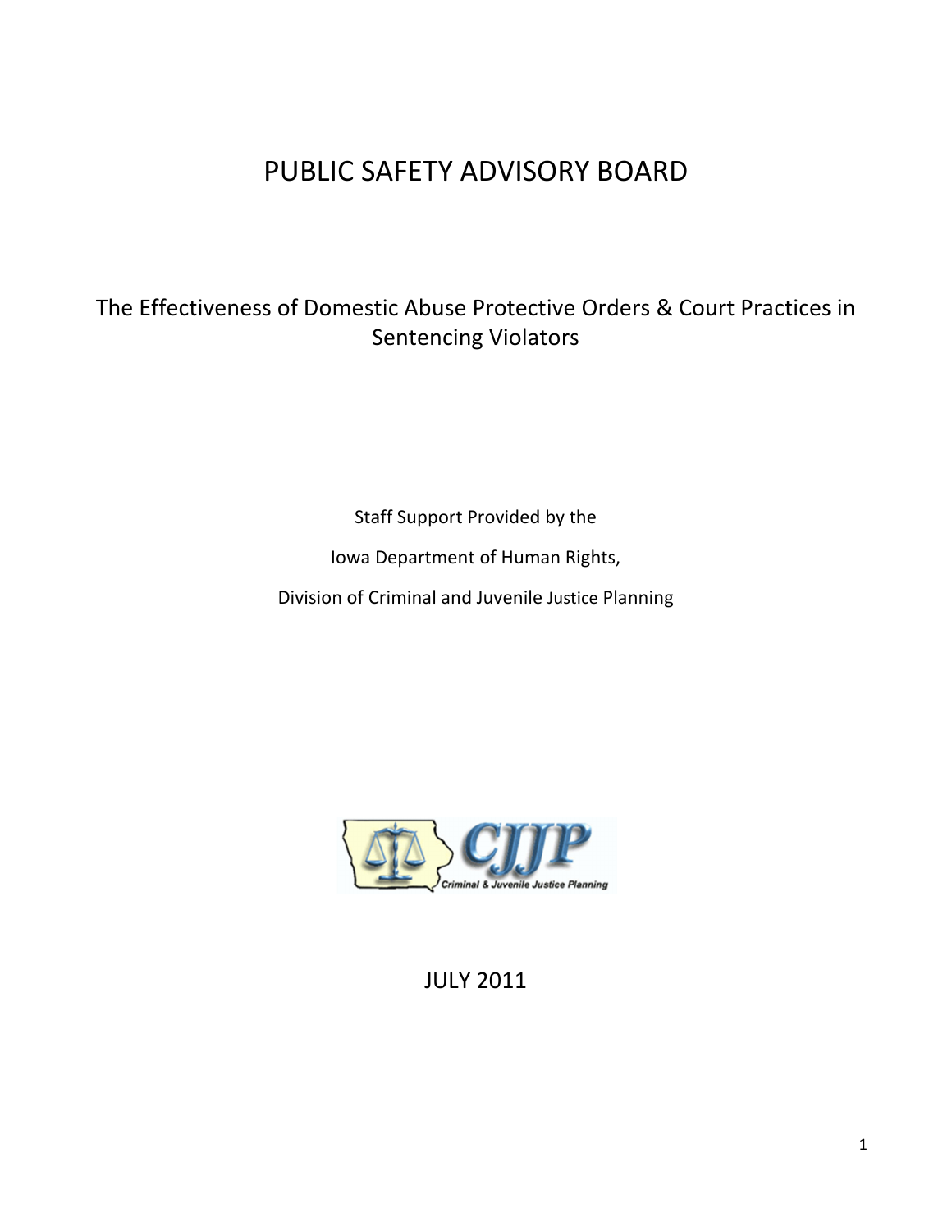# PUBLIC SAFETY ADVISORY BOARD

## The Effectiveness of Domestic Abuse Protective Orders & Court Practices in Sentencing Violators

Staff Support Provided by the

Iowa Department of Human Rights,

Division of Criminal and Juvenile Justice Planning

JULY 2011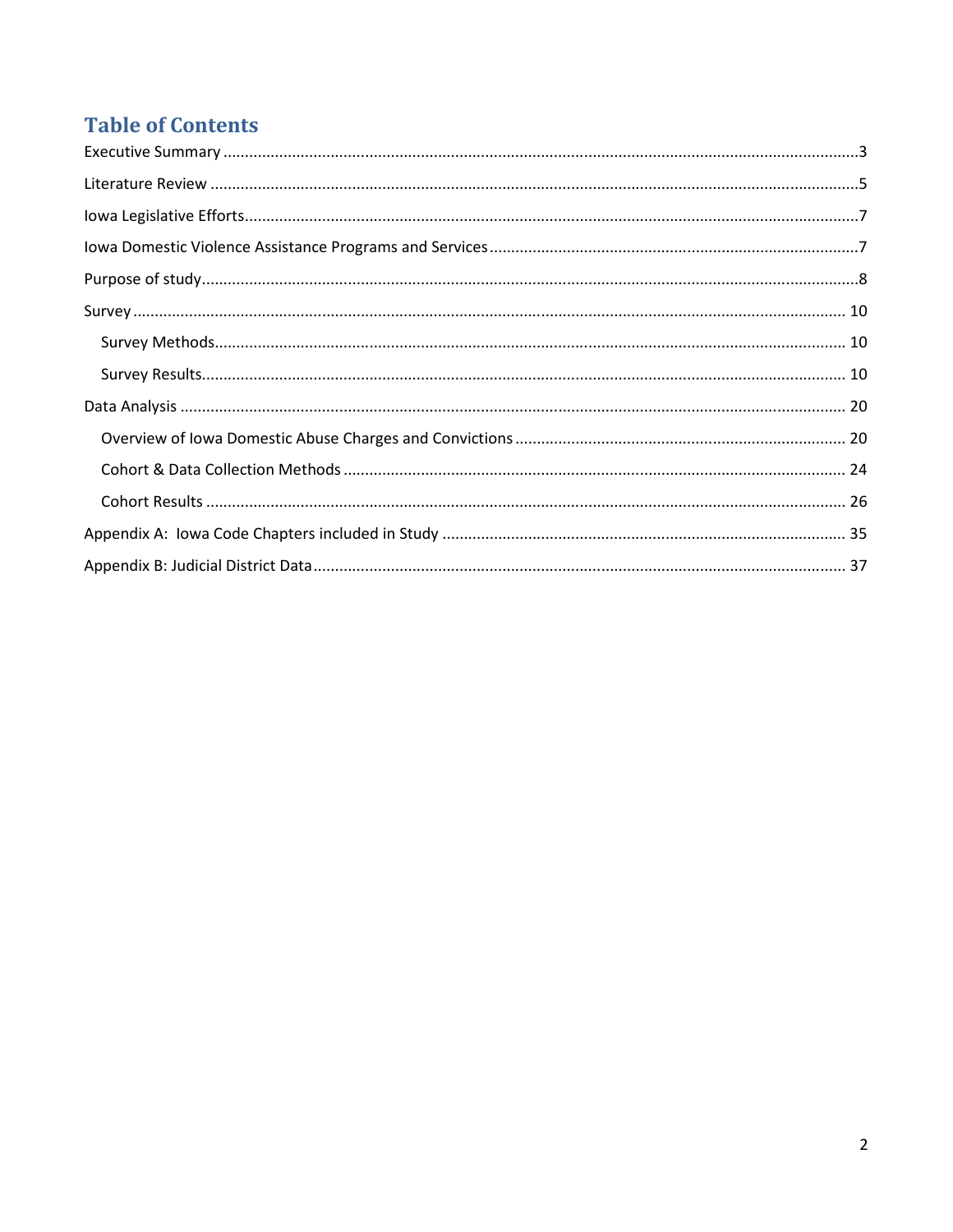# Table of Contents

Executive Summary ....................................................................................................................................3

Literature Review .......................................................................................................................................5

Iowa Legislative Efforts...............................................................................................................................7

Iowa Domestic Violence Assistance Programs and Services .......................................................................7

Purpose of study..........................................................................................................................................8

Survey ....................................................................................................................................................... 10

- Survey Methods.................................................................................................................................... 10
- Survey Results....................................................................................................................................... 10

Data Analysis ............................................................................................................................................ 20

- Overview of Iowa Domestic Abuse Charges and Convictions ............................................................... 20
- Cohort & Data Collection Methods ...................................................................................................... 24
- Cohort Results ...................................................................................................................................... 26

Appendix A: Iowa Code Chapters included in Study ................................................................................ 35

Appendix B: Judicial District Data............................................................................................................. 37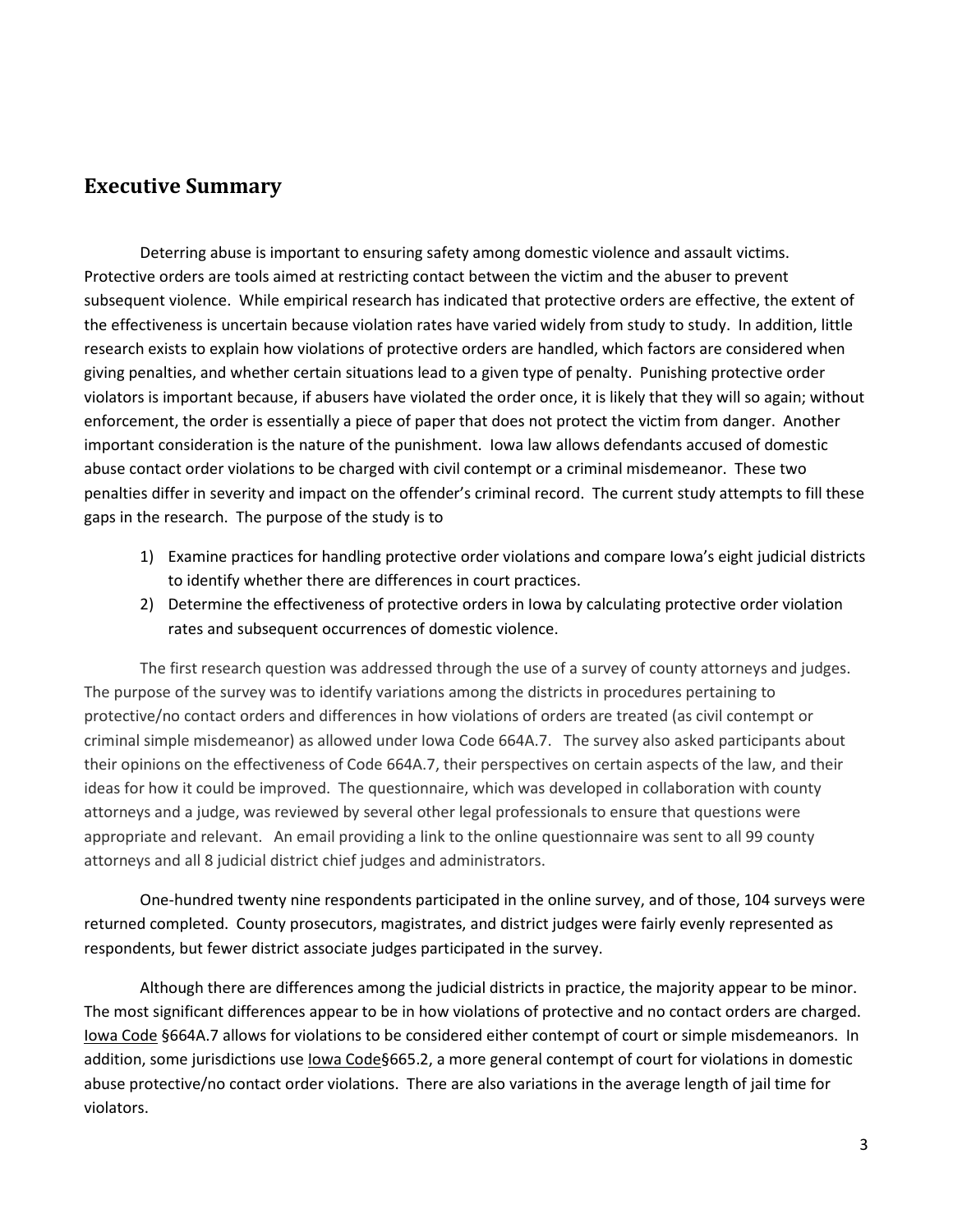## Executive Summary

Deterring abuse is important to ensuring safety among domestic violence and assault victims. Protective orders are tools aimed at restricting contact between the victim and the abuser to prevent subsequent violence. While empirical research has indicated that protective orders are effective, the extent of the effectiveness is uncertain because violation rates have varied widely from study to study. In addition, little research exists to explain how violations of protective orders are handled, which factors are considered when giving penalties, and whether certain situations lead to a given type of penalty. Punishing protective order violators is important because, if abusers have violated the order once, it is likely that they will so again; without enforcement, the order is essentially a piece of paper that does not protect the victim from danger. Another important consideration is the nature of the punishment. Iowa law allows defendants accused of domestic abuse contact order violations to be charged with civil contempt or a criminal misdemeanor. These two penalties differ in severity and impact on the offender's criminal record. The current study attempts to fill these gaps in the research. The purpose of the study is to

1) Examine practices for handling protective order violations and compare Iowa's eight judicial districts to identify whether there are differences in court practices.
2) Determine the effectiveness of protective orders in Iowa by calculating protective order violation rates and subsequent occurrences of domestic violence.

The first research question was addressed through the use of a survey of county attorneys and judges. The purpose of the survey was to identify variations among the districts in procedures pertaining to protective/no contact orders and differences in how violations of orders are treated (as civil contempt or criminal simple misdemeanor) as allowed under Iowa Code 664A.7. The survey also asked participants about their opinions on the effectiveness of Code 664A.7, their perspectives on certain aspects of the law, and their ideas for how it could be improved. The questionnaire, which was developed in collaboration with county attorneys and a judge, was reviewed by several other legal professionals to ensure that questions were appropriate and relevant. An email providing a link to the online questionnaire was sent to all 99 county attorneys and all 8 judicial district chief judges and administrators.

One-hundred twenty nine respondents participated in the online survey, and of those, 104 surveys were returned completed. County prosecutors, magistrates, and district judges were fairly evenly represented as respondents, but fewer district associate judges participated in the survey.

Although there are differences among the judicial districts in practice, the majority appear to be minor. The most significant differences appear to be in how violations of protective and no contact orders are charged. Iowa Code §664A.7 allows for violations to be considered either contempt of court or simple misdemeanors. In addition, some jurisdictions use Iowa Code§665.2, a more general contempt of court for violations in domestic abuse protective/no contact order violations. There are also variations in the average length of jail time for violators.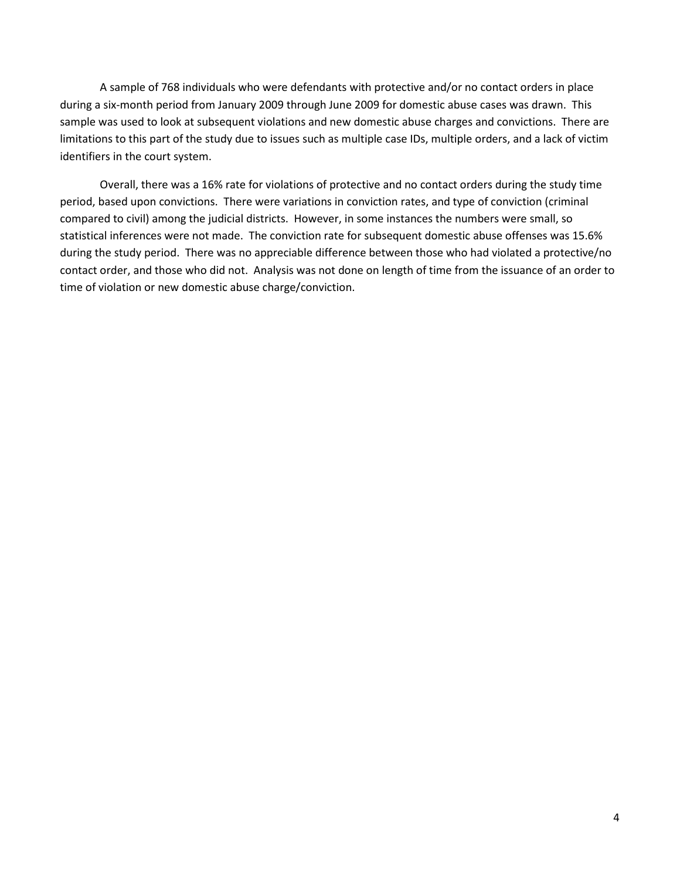A sample of 768 individuals who were defendants with protective and/or no contact orders in place during a six-month period from January 2009 through June 2009 for domestic abuse cases was drawn. This sample was used to look at subsequent violations and new domestic abuse charges and convictions. There are limitations to this part of the study due to issues such as multiple case IDs, multiple orders, and a lack of victim identifiers in the court system.

Overall, there was a 16% rate for violations of protective and no contact orders during the study time period, based upon convictions. There were variations in conviction rates, and type of conviction (criminal compared to civil) among the judicial districts. However, in some instances the numbers were small, so statistical inferences were not made. The conviction rate for subsequent domestic abuse offenses was 15.6% during the study period. There was no appreciable difference between those who had violated a protective/no contact order, and those who did not. Analysis was not done on length of time from the issuance of an order to time of violation or new domestic abuse charge/conviction.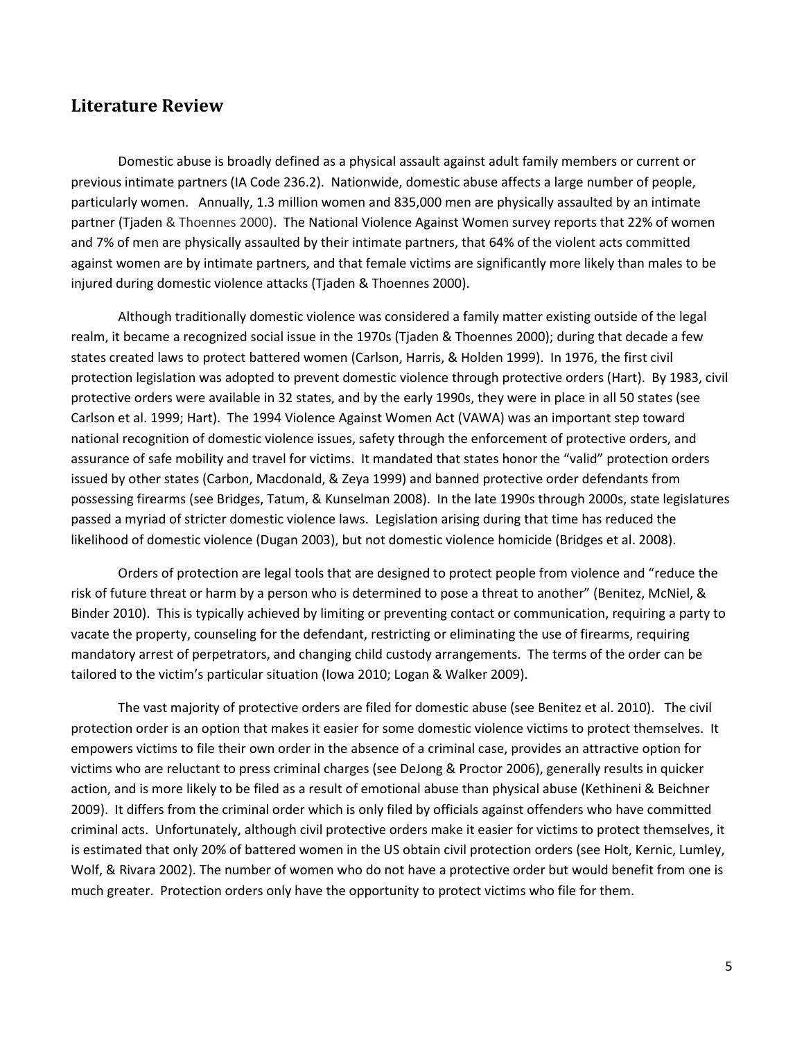## Literature Review

Domestic abuse is broadly defined as a physical assault against adult family members or current or previous intimate partners (IA Code 236.2). Nationwide, domestic abuse affects a large number of people, particularly women. Annually, 1.3 million women and 835,000 men are physically assaulted by an intimate partner (Tjaden & Thoennes 2000). The National Violence Against Women survey reports that 22% of women and 7% of men are physically assaulted by their intimate partners, that 64% of the violent acts committed against women are by intimate partners, and that female victims are significantly more likely than males to be injured during domestic violence attacks (Tjaden & Thoennes 2000).

Although traditionally domestic violence was considered a family matter existing outside of the legal realm, it became a recognized social issue in the 1970s (Tjaden & Thoennes 2000); during that decade a few states created laws to protect battered women (Carlson, Harris, & Holden 1999). In 1976, the first civil protection legislation was adopted to prevent domestic violence through protective orders (Hart). By 1983, civil protective orders were available in 32 states, and by the early 1990s, they were in place in all 50 states (see Carlson et al. 1999; Hart). The 1994 Violence Against Women Act (VAWA) was an important step toward national recognition of domestic violence issues, safety through the enforcement of protective orders, and assurance of safe mobility and travel for victims. It mandated that states honor the "valid" protection orders issued by other states (Carbon, Macdonald, & Zeya 1999) and banned protective order defendants from possessing firearms (see Bridges, Tatum, & Kunselman 2008). In the late 1990s through 2000s, state legislatures passed a myriad of stricter domestic violence laws. Legislation arising during that time has reduced the likelihood of domestic violence (Dugan 2003), but not domestic violence homicide (Bridges et al. 2008).

Orders of protection are legal tools that are designed to protect people from violence and "reduce the risk of future threat or harm by a person who is determined to pose a threat to another" (Benitez, McNiel, & Binder 2010). This is typically achieved by limiting or preventing contact or communication, requiring a party to vacate the property, counseling for the defendant, restricting or eliminating the use of firearms, requiring mandatory arrest of perpetrators, and changing child custody arrangements. The terms of the order can be tailored to the victim's particular situation (Iowa 2010; Logan & Walker 2009).

The vast majority of protective orders are filed for domestic abuse (see Benitez et al. 2010). The civil protection order is an option that makes it easier for some domestic violence victims to protect themselves. It empowers victims to file their own order in the absence of a criminal case, provides an attractive option for victims who are reluctant to press criminal charges (see DeJong & Proctor 2006), generally results in quicker action, and is more likely to be filed as a result of emotional abuse than physical abuse (Kethineni & Beichner 2009). It differs from the criminal order which is only filed by officials against offenders who have committed criminal acts. Unfortunately, although civil protective orders make it easier for victims to protect themselves, it is estimated that only 20% of battered women in the US obtain civil protection orders (see Holt, Kernic, Lumley, Wolf, & Rivara 2002). The number of women who do not have a protective order but would benefit from one is much greater. Protection orders only have the opportunity to protect victims who file for them.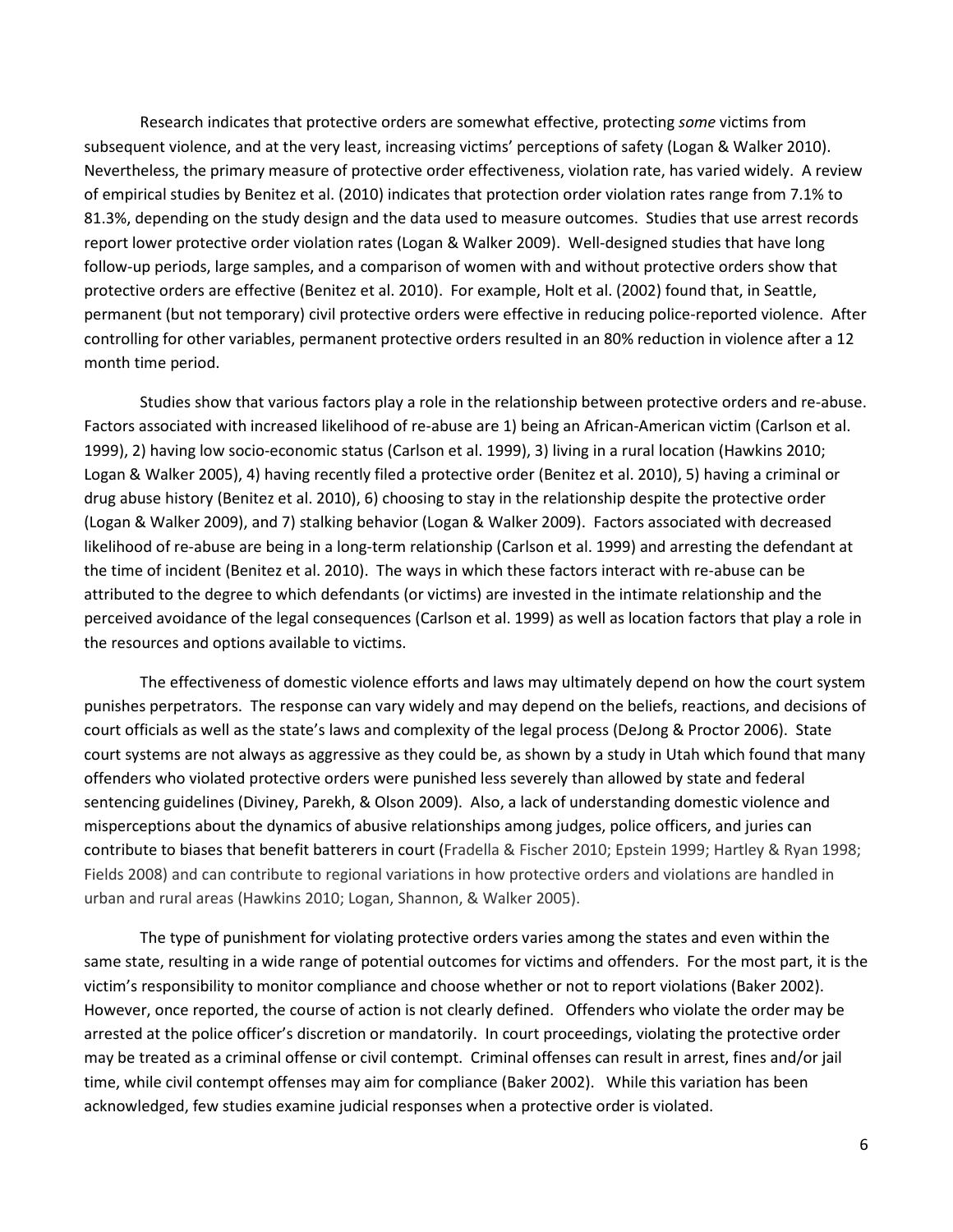Research indicates that protective orders are somewhat effective, protecting *some* victims from subsequent violence, and at the very least, increasing victims' perceptions of safety (Logan & Walker 2010). Nevertheless, the primary measure of protective order effectiveness, violation rate, has varied widely. A review of empirical studies by Benitez et al. (2010) indicates that protection order violation rates range from 7.1% to 81.3%, depending on the study design and the data used to measure outcomes. Studies that use arrest records report lower protective order violation rates (Logan & Walker 2009). Well-designed studies that have long follow-up periods, large samples, and a comparison of women with and without protective orders show that protective orders are effective (Benitez et al. 2010). For example, Holt et al. (2002) found that, in Seattle, permanent (but not temporary) civil protective orders were effective in reducing police-reported violence. After controlling for other variables, permanent protective orders resulted in an 80% reduction in violence after a 12 month time period.

Studies show that various factors play a role in the relationship between protective orders and re-abuse. Factors associated with increased likelihood of re-abuse are 1) being an African-American victim (Carlson et al. 1999), 2) having low socio-economic status (Carlson et al. 1999), 3) living in a rural location (Hawkins 2010; Logan & Walker 2005), 4) having recently filed a protective order (Benitez et al. 2010), 5) having a criminal or drug abuse history (Benitez et al. 2010), 6) choosing to stay in the relationship despite the protective order (Logan & Walker 2009), and 7) stalking behavior (Logan & Walker 2009). Factors associated with decreased likelihood of re-abuse are being in a long-term relationship (Carlson et al. 1999) and arresting the defendant at the time of incident (Benitez et al. 2010). The ways in which these factors interact with re-abuse can be attributed to the degree to which defendants (or victims) are invested in the intimate relationship and the perceived avoidance of the legal consequences (Carlson et al. 1999) as well as location factors that play a role in the resources and options available to victims.

The effectiveness of domestic violence efforts and laws may ultimately depend on how the court system punishes perpetrators. The response can vary widely and may depend on the beliefs, reactions, and decisions of court officials as well as the state's laws and complexity of the legal process (DeJong & Proctor 2006). State court systems are not always as aggressive as they could be, as shown by a study in Utah which found that many offenders who violated protective orders were punished less severely than allowed by state and federal sentencing guidelines (Diviney, Parekh, & Olson 2009). Also, a lack of understanding domestic violence and misperceptions about the dynamics of abusive relationships among judges, police officers, and juries can contribute to biases that benefit batterers in court (Fradella & Fischer 2010; Epstein 1999; Hartley & Ryan 1998; Fields 2008) and can contribute to regional variations in how protective orders and violations are handled in urban and rural areas (Hawkins 2010; Logan, Shannon, & Walker 2005).

The type of punishment for violating protective orders varies among the states and even within the same state, resulting in a wide range of potential outcomes for victims and offenders. For the most part, it is the victim's responsibility to monitor compliance and choose whether or not to report violations (Baker 2002). However, once reported, the course of action is not clearly defined. Offenders who violate the order may be arrested at the police officer's discretion or mandatorily. In court proceedings, violating the protective order may be treated as a criminal offense or civil contempt. Criminal offenses can result in arrest, fines and/or jail time, while civil contempt offenses may aim for compliance (Baker 2002). While this variation has been acknowledged, few studies examine judicial responses when a protective order is violated.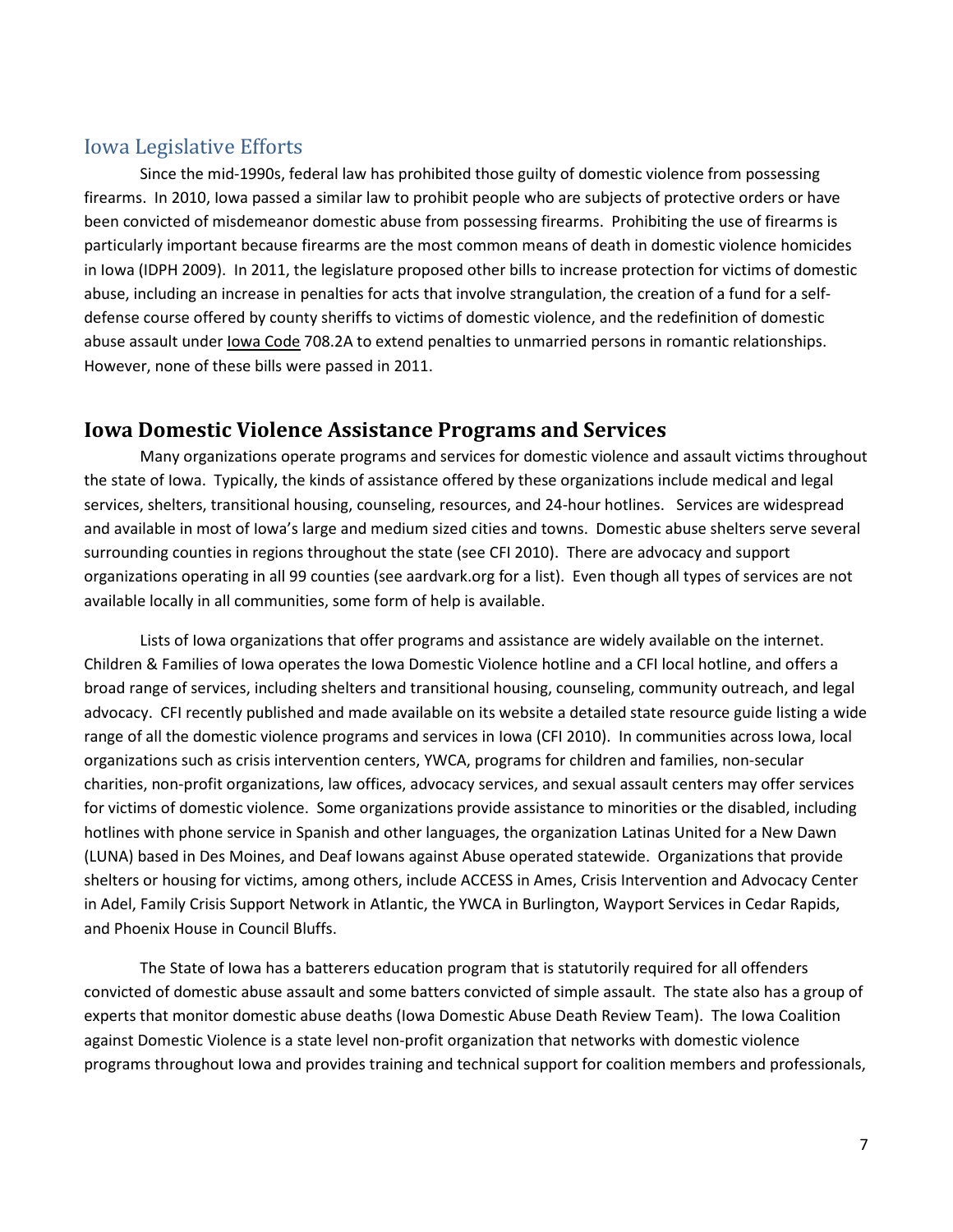## Iowa Legislative Efforts

Since the mid-1990s, federal law has prohibited those guilty of domestic violence from possessing firearms. In 2010, Iowa passed a similar law to prohibit people who are subjects of protective orders or have been convicted of misdemeanor domestic abuse from possessing firearms. Prohibiting the use of firearms is particularly important because firearms are the most common means of death in domestic violence homicides in Iowa (IDPH 2009). In 2011, the legislature proposed other bills to increase protection for victims of domestic abuse, including an increase in penalties for acts that involve strangulation, the creation of a fund for a self-defense course offered by county sheriffs to victims of domestic violence, and the redefinition of domestic abuse assault under Iowa Code 708.2A to extend penalties to unmarried persons in romantic relationships. However, none of these bills were passed in 2011.

# Iowa Domestic Violence Assistance Programs and Services

Many organizations operate programs and services for domestic violence and assault victims throughout the state of Iowa. Typically, the kinds of assistance offered by these organizations include medical and legal services, shelters, transitional housing, counseling, resources, and 24-hour hotlines. Services are widespread and available in most of Iowa's large and medium sized cities and towns. Domestic abuse shelters serve several surrounding counties in regions throughout the state (see CFI 2010). There are advocacy and support organizations operating in all 99 counties (see aardvark.org for a list). Even though all types of services are not available locally in all communities, some form of help is available.

Lists of Iowa organizations that offer programs and assistance are widely available on the internet. Children & Families of Iowa operates the Iowa Domestic Violence hotline and a CFI local hotline, and offers a broad range of services, including shelters and transitional housing, counseling, community outreach, and legal advocacy. CFI recently published and made available on its website a detailed state resource guide listing a wide range of all the domestic violence programs and services in Iowa (CFI 2010). In communities across Iowa, local organizations such as crisis intervention centers, YWCA, programs for children and families, non-secular charities, non-profit organizations, law offices, advocacy services, and sexual assault centers may offer services for victims of domestic violence. Some organizations provide assistance to minorities or the disabled, including hotlines with phone service in Spanish and other languages, the organization Latinas United for a New Dawn (LUNA) based in Des Moines, and Deaf Iowans against Abuse operated statewide. Organizations that provide shelters or housing for victims, among others, include ACCESS in Ames, Crisis Intervention and Advocacy Center in Adel, Family Crisis Support Network in Atlantic, the YWCA in Burlington, Wayport Services in Cedar Rapids, and Phoenix House in Council Bluffs.

The State of Iowa has a batterers education program that is statutorily required for all offenders convicted of domestic abuse assault and some batters convicted of simple assault. The state also has a group of experts that monitor domestic abuse deaths (Iowa Domestic Abuse Death Review Team). The Iowa Coalition against Domestic Violence is a state level non-profit organization that networks with domestic violence programs throughout Iowa and provides training and technical support for coalition members and professionals,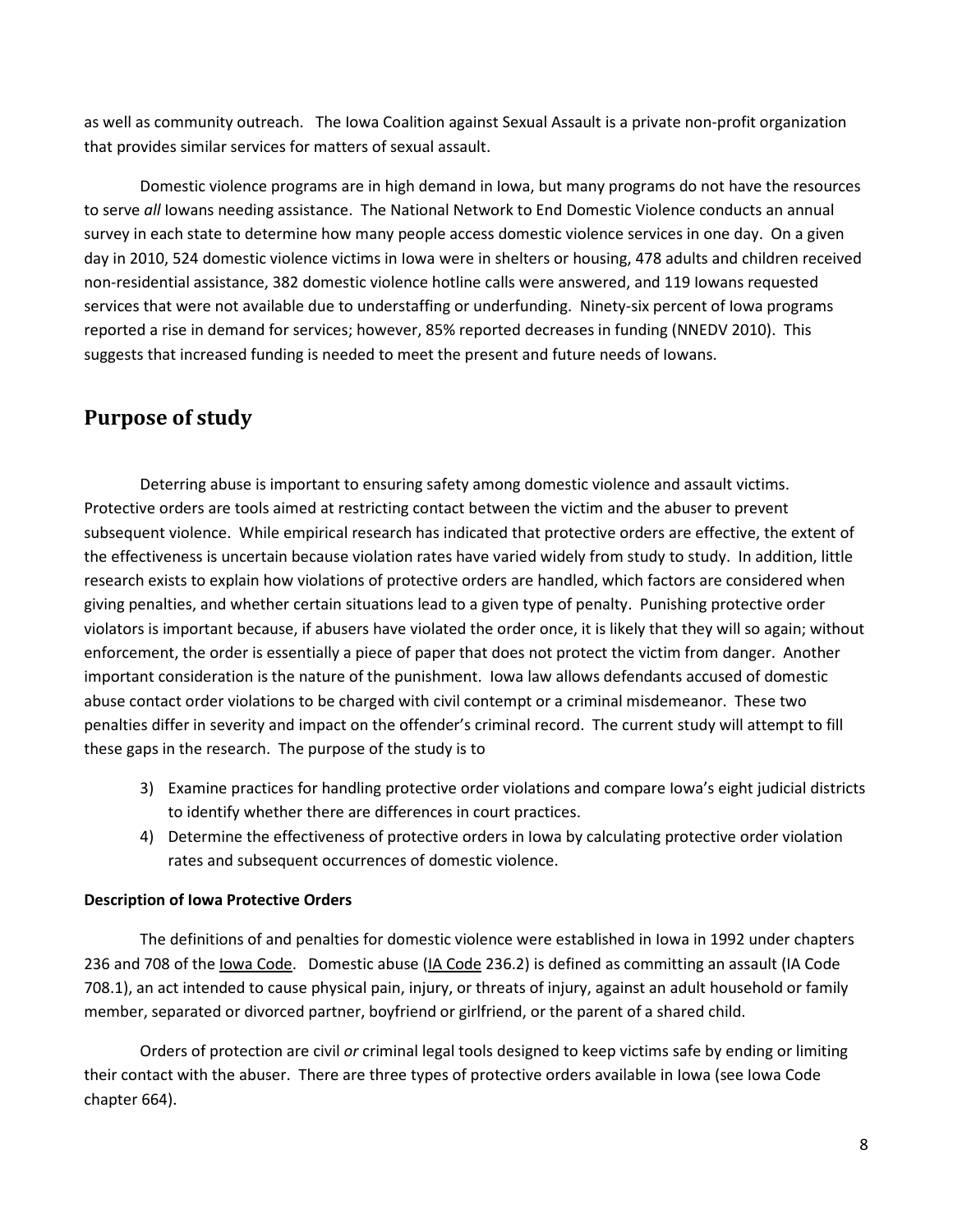as well as community outreach. The Iowa Coalition against Sexual Assault is a private non-profit organization that provides similar services for matters of sexual assault.

Domestic violence programs are in high demand in Iowa, but many programs do not have the resources to serve *all* Iowans needing assistance. The National Network to End Domestic Violence conducts an annual survey in each state to determine how many people access domestic violence services in one day. On a given day in 2010, 524 domestic violence victims in Iowa were in shelters or housing, 478 adults and children received non-residential assistance, 382 domestic violence hotline calls were answered, and 119 Iowans requested services that were not available due to understaffing or underfunding. Ninety-six percent of Iowa programs reported a rise in demand for services; however, 85% reported decreases in funding (NNEDV 2010). This suggests that increased funding is needed to meet the present and future needs of Iowans.

## Purpose of study

Deterring abuse is important to ensuring safety among domestic violence and assault victims. Protective orders are tools aimed at restricting contact between the victim and the abuser to prevent subsequent violence. While empirical research has indicated that protective orders are effective, the extent of the effectiveness is uncertain because violation rates have varied widely from study to study. In addition, little research exists to explain how violations of protective orders are handled, which factors are considered when giving penalties, and whether certain situations lead to a given type of penalty. Punishing protective order violators is important because, if abusers have violated the order once, it is likely that they will so again; without enforcement, the order is essentially a piece of paper that does not protect the victim from danger. Another important consideration is the nature of the punishment. Iowa law allows defendants accused of domestic abuse contact order violations to be charged with civil contempt or a criminal misdemeanor. These two penalties differ in severity and impact on the offender's criminal record. The current study will attempt to fill these gaps in the research. The purpose of the study is to

3) Examine practices for handling protective order violations and compare Iowa's eight judicial districts to identify whether there are differences in court practices.
4) Determine the effectiveness of protective orders in Iowa by calculating protective order violation rates and subsequent occurrences of domestic violence.

**Description of Iowa Protective Orders**

The definitions of and penalties for domestic violence were established in Iowa in 1992 under chapters 236 and 708 of the Iowa Code. Domestic abuse (IA Code 236.2) is defined as committing an assault (IA Code 708.1), an act intended to cause physical pain, injury, or threats of injury, against an adult household or family member, separated or divorced partner, boyfriend or girlfriend, or the parent of a shared child.

Orders of protection are civil *or* criminal legal tools designed to keep victims safe by ending or limiting their contact with the abuser. There are three types of protective orders available in Iowa (see Iowa Code chapter 664).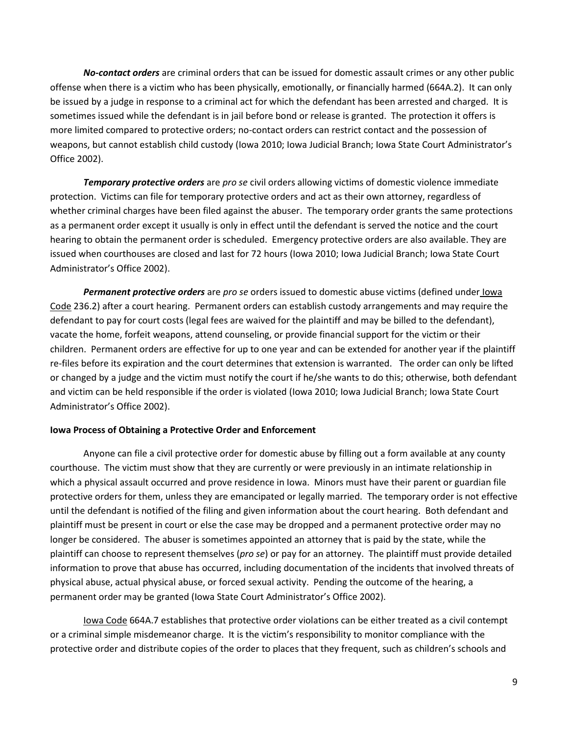***No-contact orders*** are criminal orders that can be issued for domestic assault crimes or any other public offense when there is a victim who has been physically, emotionally, or financially harmed (664A.2). It can only be issued by a judge in response to a criminal act for which the defendant has been arrested and charged. It is sometimes issued while the defendant is in jail before bond or release is granted. The protection it offers is more limited compared to protective orders; no-contact orders can restrict contact and the possession of weapons, but cannot establish child custody (Iowa 2010; Iowa Judicial Branch; Iowa State Court Administrator's Office 2002).

***Temporary protective orders*** are *pro se* civil orders allowing victims of domestic violence immediate protection. Victims can file for temporary protective orders and act as their own attorney, regardless of whether criminal charges have been filed against the abuser. The temporary order grants the same protections as a permanent order except it usually is only in effect until the defendant is served the notice and the court hearing to obtain the permanent order is scheduled. Emergency protective orders are also available. They are issued when courthouses are closed and last for 72 hours (Iowa 2010; Iowa Judicial Branch; Iowa State Court Administrator's Office 2002).

***Permanent protective orders*** are *pro se* orders issued to domestic abuse victims (defined under Iowa Code 236.2) after a court hearing. Permanent orders can establish custody arrangements and may require the defendant to pay for court costs (legal fees are waived for the plaintiff and may be billed to the defendant), vacate the home, forfeit weapons, attend counseling, or provide financial support for the victim or their children. Permanent orders are effective for up to one year and can be extended for another year if the plaintiff re-files before its expiration and the court determines that extension is warranted. The order can only be lifted or changed by a judge and the victim must notify the court if he/she wants to do this; otherwise, both defendant and victim can be held responsible if the order is violated (Iowa 2010; Iowa Judicial Branch; Iowa State Court Administrator's Office 2002).

**Iowa Process of Obtaining a Protective Order and Enforcement**

Anyone can file a civil protective order for domestic abuse by filling out a form available at any county courthouse. The victim must show that they are currently or were previously in an intimate relationship in which a physical assault occurred and prove residence in Iowa. Minors must have their parent or guardian file protective orders for them, unless they are emancipated or legally married. The temporary order is not effective until the defendant is notified of the filing and given information about the court hearing. Both defendant and plaintiff must be present in court or else the case may be dropped and a permanent protective order may no longer be considered. The abuser is sometimes appointed an attorney that is paid by the state, while the plaintiff can choose to represent themselves (*pro se*) or pay for an attorney. The plaintiff must provide detailed information to prove that abuse has occurred, including documentation of the incidents that involved threats of physical abuse, actual physical abuse, or forced sexual activity. Pending the outcome of the hearing, a permanent order may be granted (Iowa State Court Administrator's Office 2002).

Iowa Code 664A.7 establishes that protective order violations can be either treated as a civil contempt or a criminal simple misdemeanor charge. It is the victim's responsibility to monitor compliance with the protective order and distribute copies of the order to places that they frequent, such as children's schools and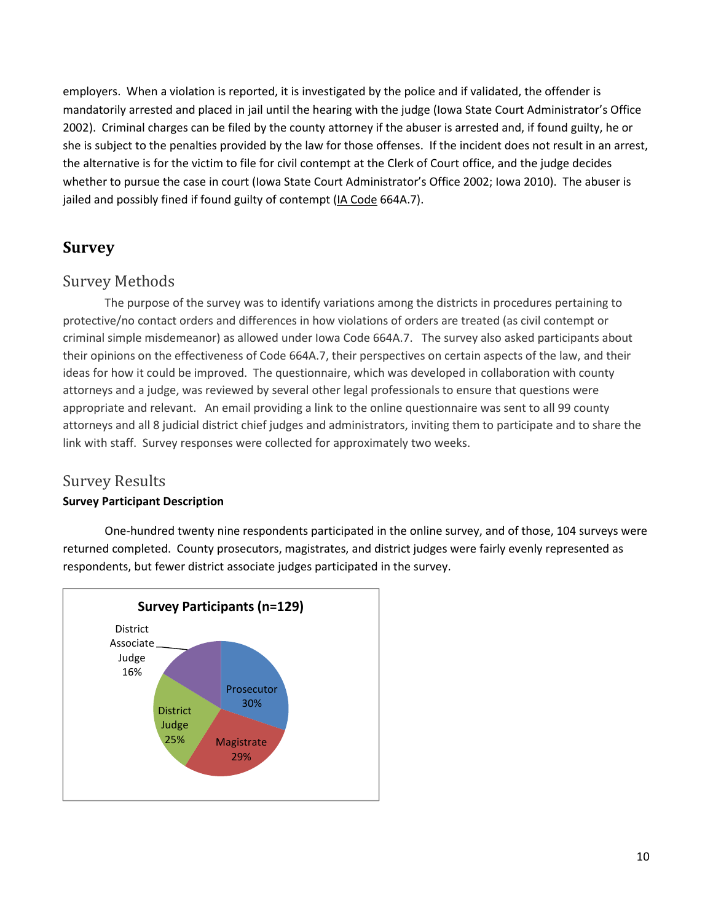employers. When a violation is reported, it is investigated by the police and if validated, the offender is mandatorily arrested and placed in jail until the hearing with the judge (Iowa State Court Administrator's Office 2002). Criminal charges can be filed by the county attorney if the abuser is arrested and, if found guilty, he or she is subject to the penalties provided by the law for those offenses. If the incident does not result in an arrest, the alternative is for the victim to file for civil contempt at the Clerk of Court office, and the judge decides whether to pursue the case in court (Iowa State Court Administrator's Office 2002; Iowa 2010). The abuser is jailed and possibly fined if found guilty of contempt (IA Code 664A.7).

# Survey

## Survey Methods

The purpose of the survey was to identify variations among the districts in procedures pertaining to protective/no contact orders and differences in how violations of orders are treated (as civil contempt or criminal simple misdemeanor) as allowed under Iowa Code 664A.7. The survey also asked participants about their opinions on the effectiveness of Code 664A.7, their perspectives on certain aspects of the law, and their ideas for how it could be improved. The questionnaire, which was developed in collaboration with county attorneys and a judge, was reviewed by several other legal professionals to ensure that questions were appropriate and relevant. An email providing a link to the online questionnaire was sent to all 99 county attorneys and all 8 judicial district chief judges and administrators, inviting them to participate and to share the link with staff. Survey responses were collected for approximately two weeks.

## Survey Results

**Survey Participant Description**

One-hundred twenty nine respondents participated in the online survey, and of those, 104 surveys were returned completed. County prosecutors, magistrates, and district judges were fairly evenly represented as respondents, but fewer district associate judges participated in the survey.

**Survey Participants (n=129)**

| Participant | Percent |
|---|---|
| Prosecutor | 30% |
| Magistrate | 29% |
| District Judge | 25% |
| District Associate Judge | 16% |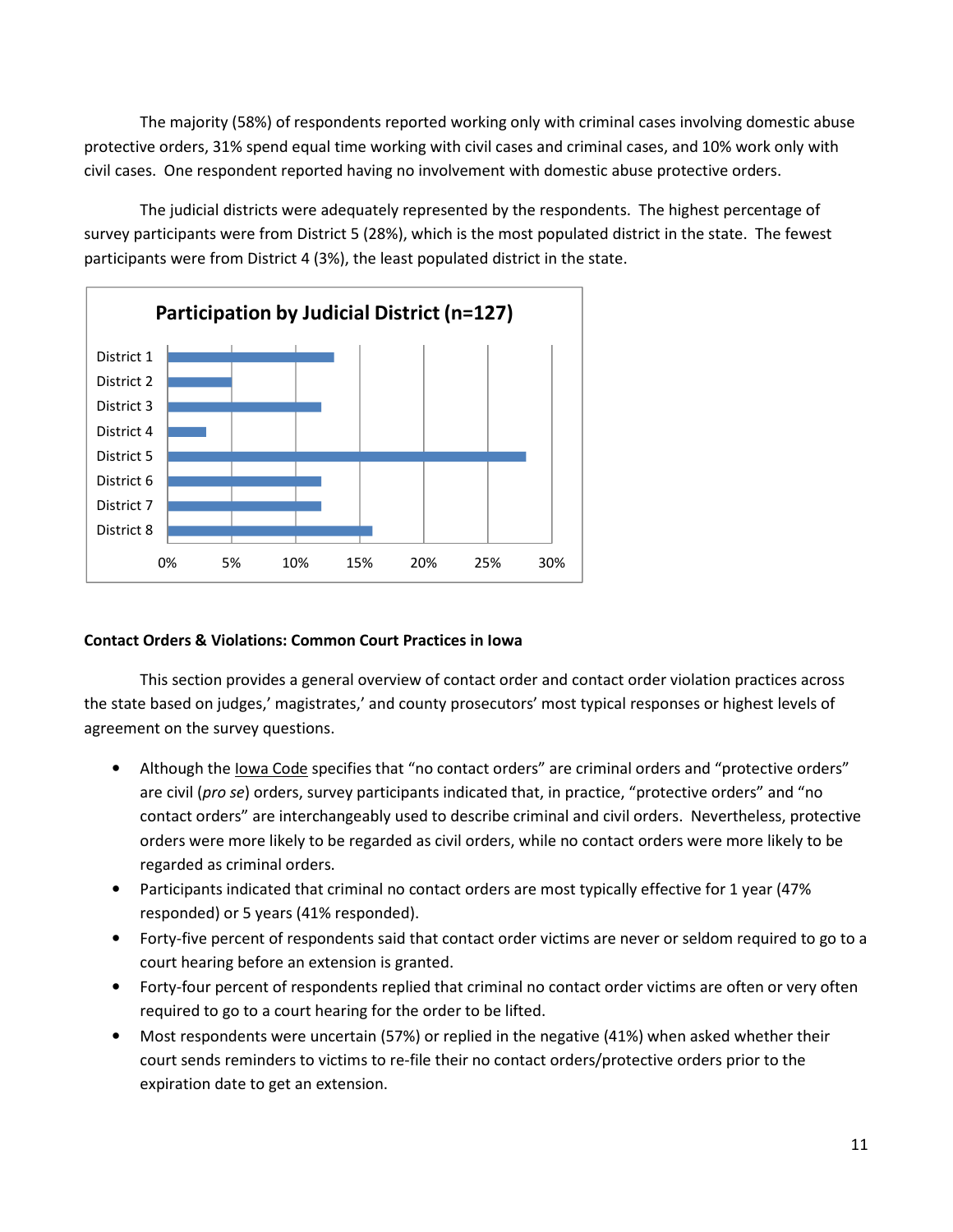The majority (58%) of respondents reported working only with criminal cases involving domestic abuse protective orders, 31% spend equal time working with civil cases and criminal cases, and 10% work only with civil cases. One respondent reported having no involvement with domestic abuse protective orders.

The judicial districts were adequately represented by the respondents. The highest percentage of survey participants were from District 5 (28%), which is the most populated district in the state. The fewest participants were from District 4 (3%), the least populated district in the state.

**Participation by Judicial District (n=127)**

District 1
District 2
District 3
District 4
District 5
District 6
District 7
District 8

0% 5% 10% 15% 20% 25% 30%

**Contact Orders & Violations: Common Court Practices in Iowa**

This section provides a general overview of contact order and contact order violation practices across the state based on judges,' magistrates,' and county prosecutors' most typical responses or highest levels of agreement on the survey questions.

- Although the Iowa Code specifies that "no contact orders" are criminal orders and "protective orders" are civil (*pro se*) orders, survey participants indicated that, in practice, "protective orders" and "no contact orders" are interchangeably used to describe criminal and civil orders. Nevertheless, protective orders were more likely to be regarded as civil orders, while no contact orders were more likely to be regarded as criminal orders.
- Participants indicated that criminal no contact orders are most typically effective for 1 year (47% responded) or 5 years (41% responded).
- Forty-five percent of respondents said that contact order victims are never or seldom required to go to a court hearing before an extension is granted.
- Forty-four percent of respondents replied that criminal no contact order victims are often or very often required to go to a court hearing for the order to be lifted.
- Most respondents were uncertain (57%) or replied in the negative (41%) when asked whether their court sends reminders to victims to re-file their no contact orders/protective orders prior to the expiration date to get an extension.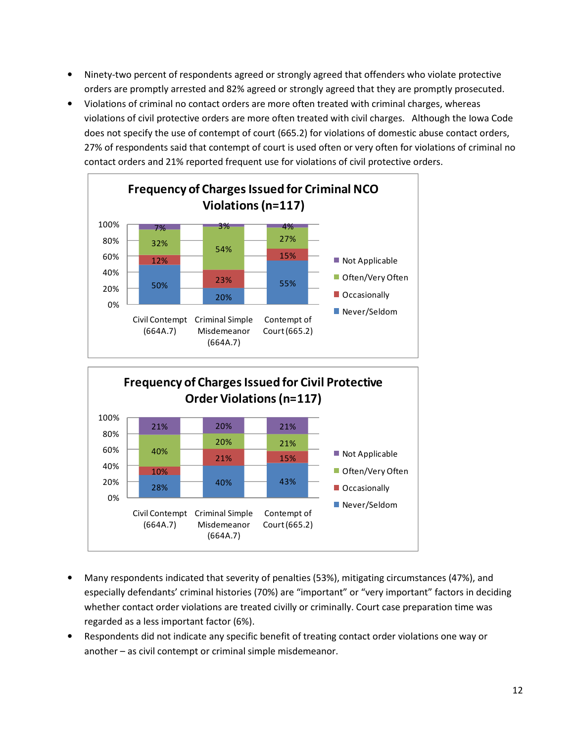- Ninety-two percent of respondents agreed or strongly agreed that offenders who violate protective orders are promptly arrested and 82% agreed or strongly agreed that they are promptly prosecuted.
- Violations of criminal no contact orders are more often treated with criminal charges, whereas violations of civil protective orders are more often treated with civil charges. Although the Iowa Code does not specify the use of contempt of court (665.2) for violations of domestic abuse contact orders, 27% of respondents said that contempt of court is used often or very often for violations of criminal no contact orders and 21% reported frequent use for violations of civil protective orders.

**Frequency of Charges Issued for Criminal NCO Violations (n=117)**

| | Civil Contempt (664A.7) | Criminal Simple Misdemeanor (664A.7) | Contempt of Court (665.2) |
|---|---|---|---|
| Not Applicable | 7% | 3% | 4% |
| Often/Very Often | 32% | 54% | 27% |
| Occasionally | 12% | 23% | 15% |
| Never/Seldom | 50% | 20% | 55% |

**Frequency of Charges Issued for Civil Protective Order Violations (n=117)**

| | Civil Contempt (664A.7) | Criminal Simple Misdemeanor (664A.7) | Contempt of Court (665.2) |
|---|---|---|---|
| Not Applicable | 21% | 20% | 21% |
| Often/Very Often | 40% | 20% | 21% |
| Occasionally | 10% | 21% | 15% |
| Never/Seldom | 28% | 40% | 43% |

- Many respondents indicated that severity of penalties (53%), mitigating circumstances (47%), and especially defendants' criminal histories (70%) are "important" or "very important" factors in deciding whether contact order violations are treated civilly or criminally. Court case preparation time was regarded as a less important factor (6%).
- Respondents did not indicate any specific benefit of treating contact order violations one way or another – as civil contempt or criminal simple misdemeanor.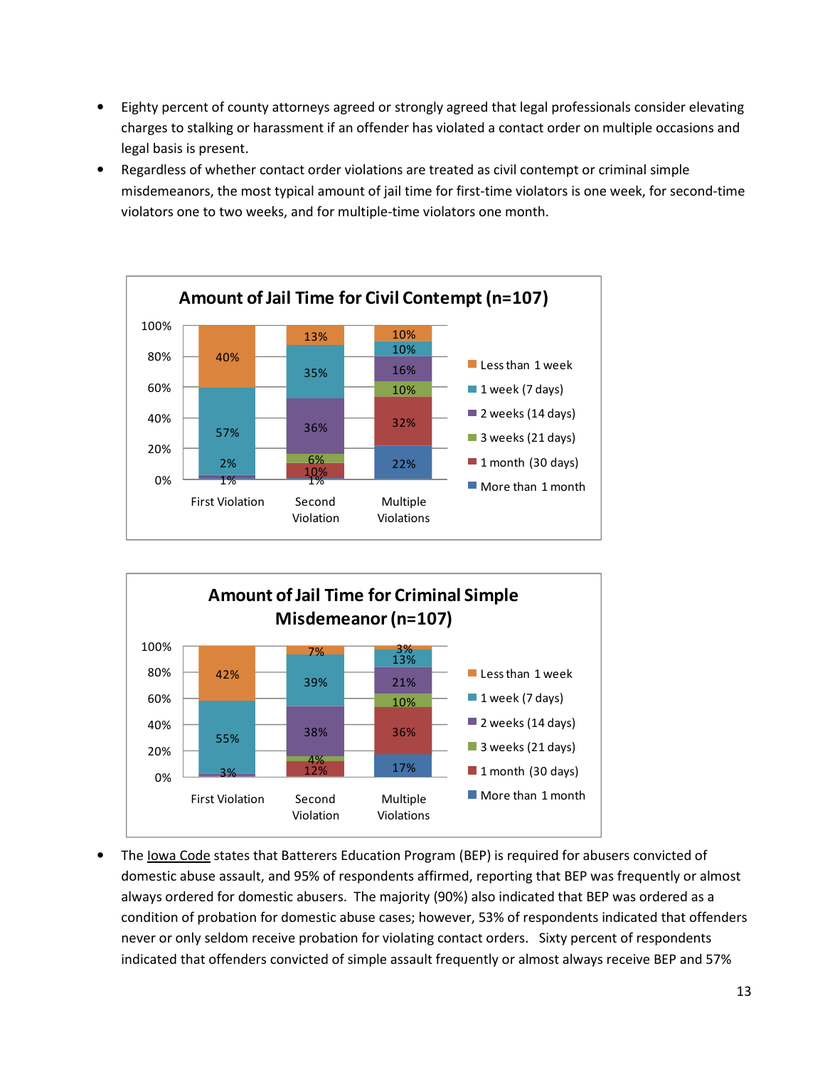- Eighty percent of county attorneys agreed or strongly agreed that legal professionals consider elevating charges to stalking or harassment if an offender has violated a contact order on multiple occasions and legal basis is present.
- Regardless of whether contact order violations are treated as civil contempt or criminal simple misdemeanors, the most typical amount of jail time for first-time violators is one week, for second-time violators one to two weeks, and for multiple-time violators one month.

**Amount of Jail Time for Civil Contempt (n=107)**

| | First Violation | Second Violation | Multiple Violations |
|---|---|---|---|
| Less than 1 week | 40% | 13% | 10% |
| 1 week (7 days) | 57% | 35% | 10% |
| 2 weeks (14 days) | 2% | 36% | 16% |
| 3 weeks (21 days) | | 6% | 10% |
| 1 month (30 days) | | 10% | 32% |
| More than 1 month | 1% | 1% | 22% |

**Amount of Jail Time for Criminal Simple Misdemeanor (n=107)**

| | First Violation | Second Violation | Multiple Violations |
|---|---|---|---|
| Less than 1 week | 42% | 7% | 3% |
| 1 week (7 days) | 55% | 39% | 13% |
| 2 weeks (14 days) | 3% | 38% | 21% |
| 3 weeks (21 days) | | 4% | 10% |
| 1 month (30 days) | | 12% | 36% |
| More than 1 month | | | 17% |

- The Iowa Code states that Batterers Education Program (BEP) is required for abusers convicted of domestic abuse assault, and 95% of respondents affirmed, reporting that BEP was frequently or almost always ordered for domestic abusers. The majority (90%) also indicated that BEP was ordered as a condition of probation for domestic abuse cases; however, 53% of respondents indicated that offenders never or only seldom receive probation for violating contact orders. Sixty percent of respondents indicated that offenders convicted of simple assault frequently or almost always receive BEP and 57%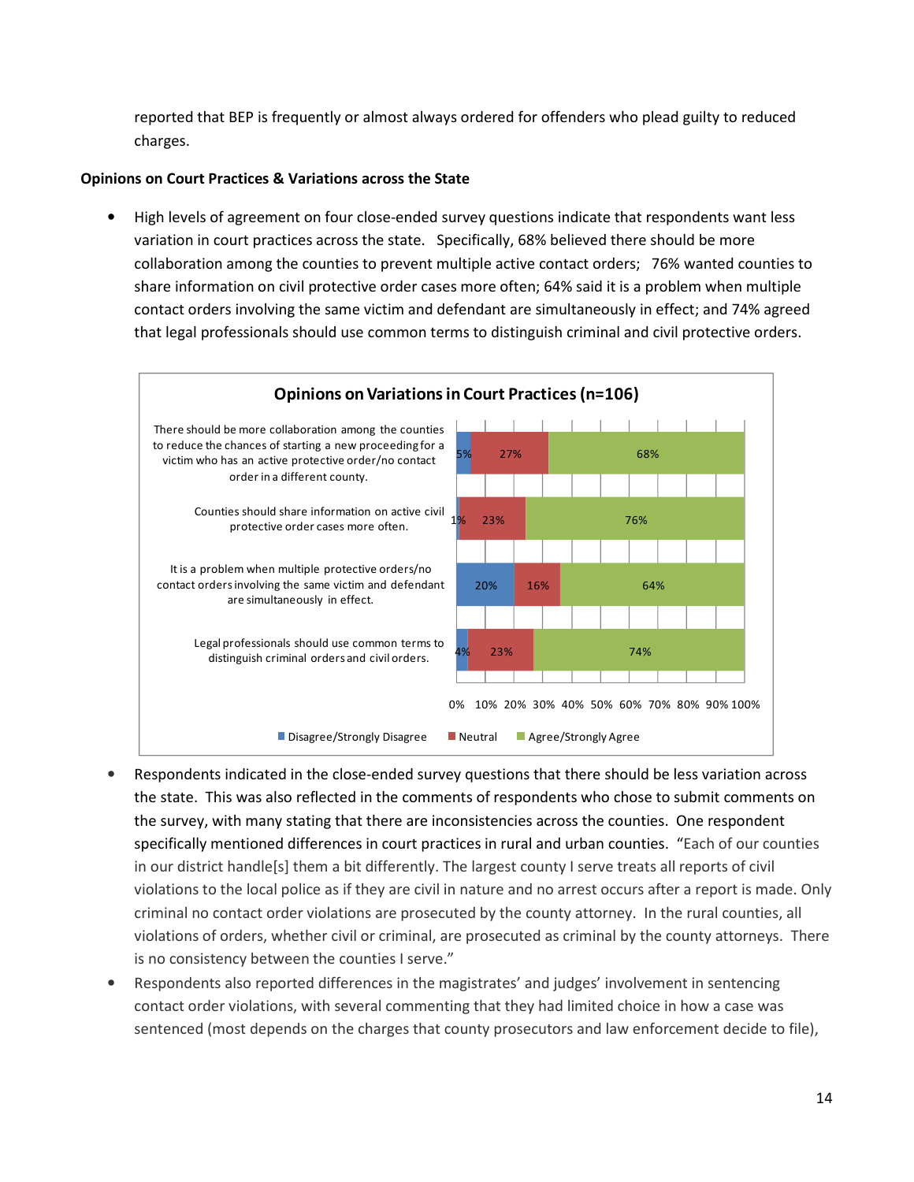reported that BEP is frequently or almost always ordered for offenders who plead guilty to reduced charges.

**Opinions on Court Practices & Variations across the State**

- High levels of agreement on four close-ended survey questions indicate that respondents want less variation in court practices across the state. Specifically, 68% believed there should be more collaboration among the counties to prevent multiple active contact orders; 76% wanted counties to share information on civil protective order cases more often; 64% said it is a problem when multiple contact orders involving the same victim and defendant are simultaneously in effect; and 74% agreed that legal professionals should use common terms to distinguish criminal and civil protective orders.

**Opinions on Variations in Court Practices (n=106)**

| | Disagree/Strongly Disagree | Neutral | Agree/Strongly Agree |
|---|---|---|---|
| There should be more collaboration among the counties to reduce the chances of starting a new proceeding for a victim who has an active protective order/no contact order in a different county. | 5% | 27% | 68% |
| Counties should share information on active civil protective order cases more often. | 1% | 23% | 76% |
| It is a problem when multiple protective orders/no contact orders involving the same victim and defendant are simultaneously in effect. | 20% | 16% | 64% |
| Legal professionals should use common terms to distinguish criminal orders and civil orders. | 4% | 23% | 74% |

- Respondents indicated in the close-ended survey questions that there should be less variation across the state. This was also reflected in the comments of respondents who chose to submit comments on the survey, with many stating that there are inconsistencies across the counties. One respondent specifically mentioned differences in court practices in rural and urban counties. "Each of our counties in our district handle[s] them a bit differently. The largest county I serve treats all reports of civil violations to the local police as if they are civil in nature and no arrest occurs after a report is made. Only criminal no contact order violations are prosecuted by the county attorney. In the rural counties, all violations of orders, whether civil or criminal, are prosecuted as criminal by the county attorneys. There is no consistency between the counties I serve."
- Respondents also reported differences in the magistrates' and judges' involvement in sentencing contact order violations, with several commenting that they had limited choice in how a case was sentenced (most depends on the charges that county prosecutors and law enforcement decide to file),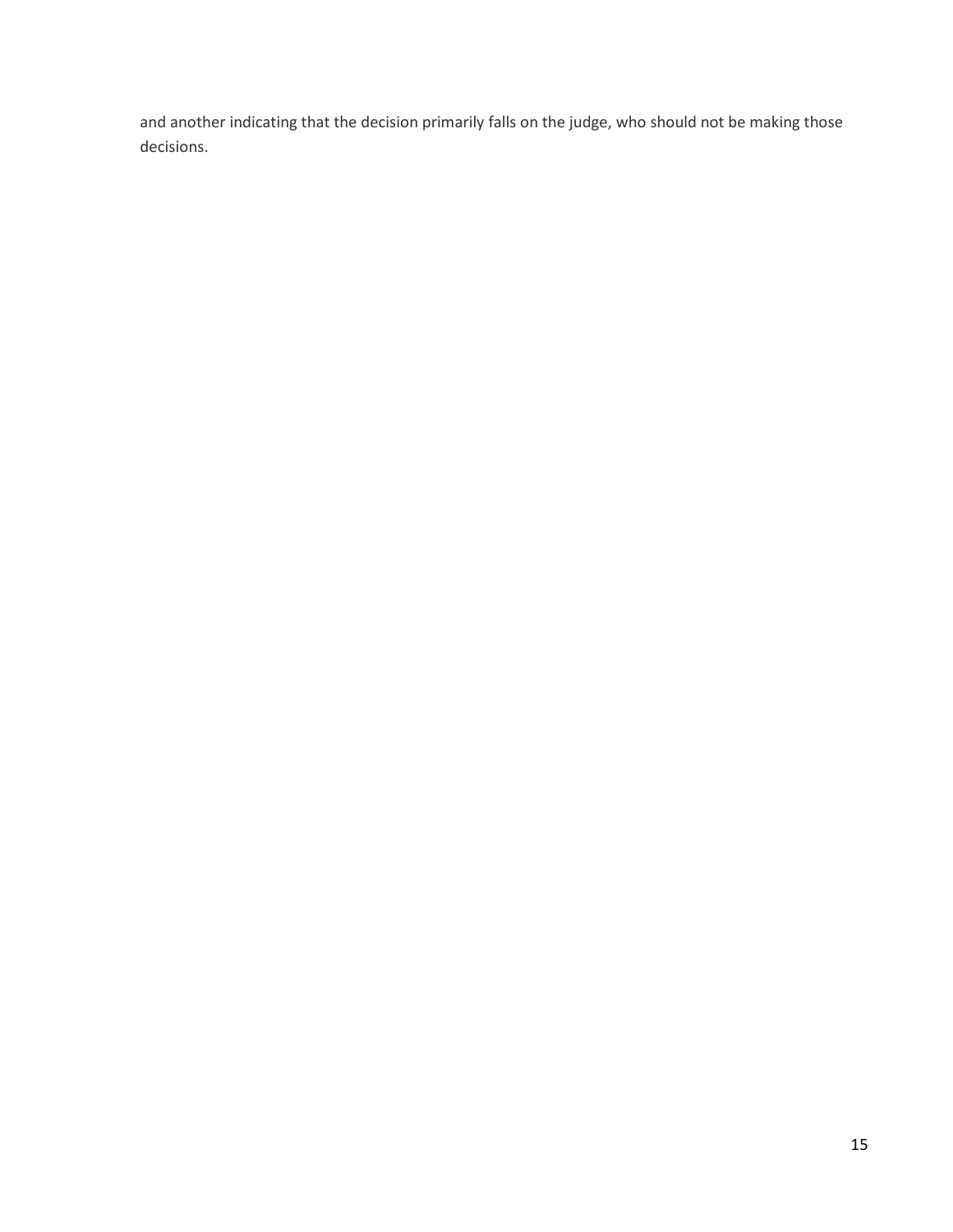and another indicating that the decision primarily falls on the judge, who should not be making those decisions.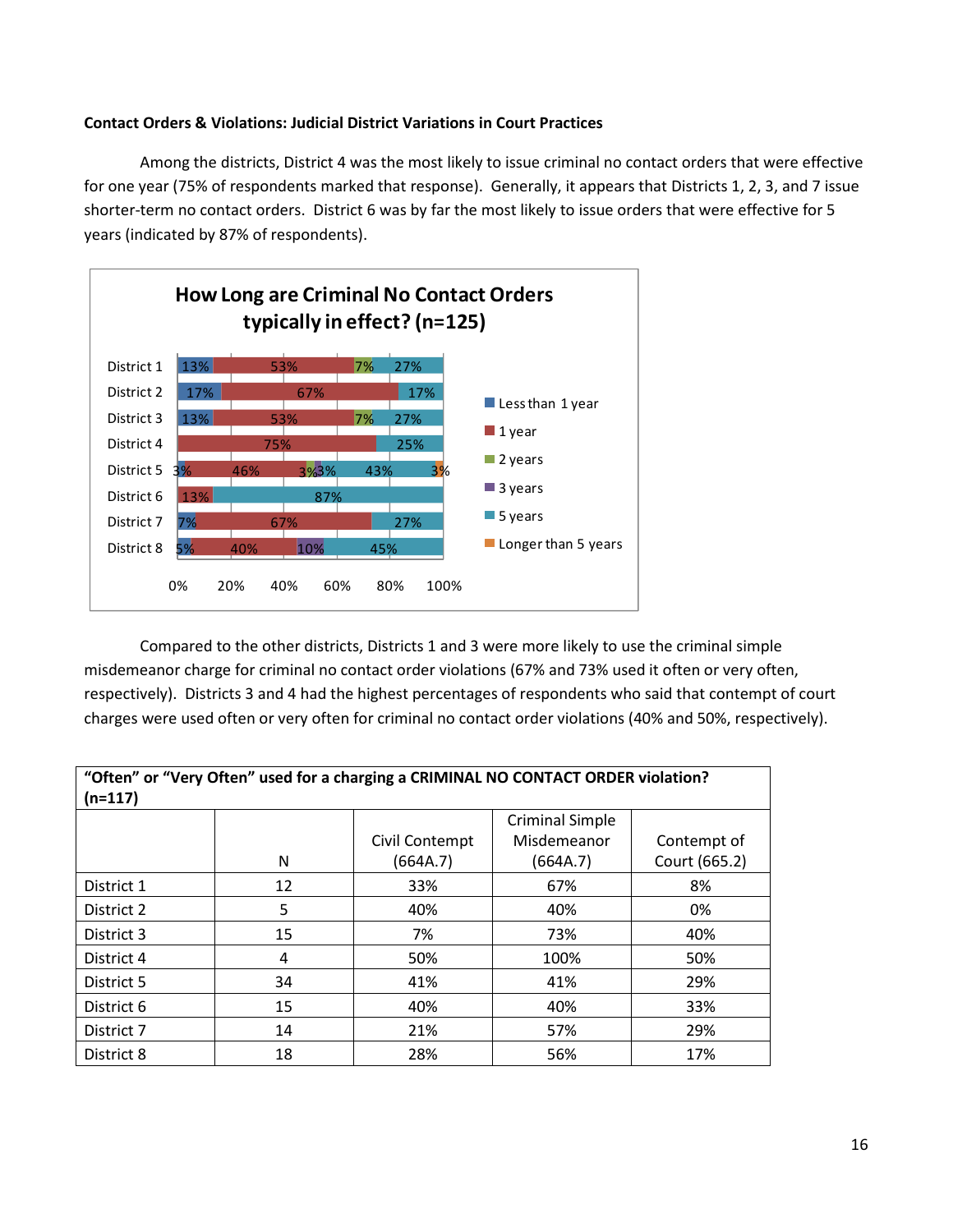**Contact Orders & Violations: Judicial District Variations in Court Practices**

Among the districts, District 4 was the most likely to issue criminal no contact orders that were effective for one year (75% of respondents marked that response). Generally, it appears that Districts 1, 2, 3, and 7 issue shorter-term no contact orders. District 6 was by far the most likely to issue orders that were effective for 5 years (indicated by 87% of respondents).

**How Long are Criminal No Contact Orders typically in effect? (n=125)**

| | Less than 1 year | 1 year | 2 years | 3 years | 5 years | Longer than 5 years |
|---|---|---|---|---|---|---|
| District 1 | 13% | 53% | 7% | | 27% | |
| District 2 | 17% | 67% | | | 17% | |
| District 3 | 13% | 53% | 7% | | 27% | |
| District 4 | | 75% | | | 25% | |
| District 5 | 3% | 46% | 3% | 3% | 43% | 3% |
| District 6 | | 13% | | | 87% | |
| District 7 | 7% | 67% | | | 27% | |
| District 8 | 5% | 40% | | 10% | 45% | |

Compared to the other districts, Districts 1 and 3 were more likely to use the criminal simple misdemeanor charge for criminal no contact order violations (67% and 73% used it often or very often, respectively). Districts 3 and 4 had the highest percentages of respondents who said that contempt of court charges were used often or very often for criminal no contact order violations (40% and 50%, respectively).

**"Often" or "Very Often" used for a charging a CRIMINAL NO CONTACT ORDER violation? (n=117)**

| | N | Civil Contempt (664A.7) | Criminal Simple Misdemeanor (664A.7) | Contempt of Court (665.2) |
|---|---|---|---|---|
| District 1 | 12 | 33% | 67% | 8% |
| District 2 | 5 | 40% | 40% | 0% |
| District 3 | 15 | 7% | 73% | 40% |
| District 4 | 4 | 50% | 100% | 50% |
| District 5 | 34 | 41% | 41% | 29% |
| District 6 | 15 | 40% | 40% | 33% |
| District 7 | 14 | 21% | 57% | 29% |
| District 8 | 18 | 28% | 56% | 17% |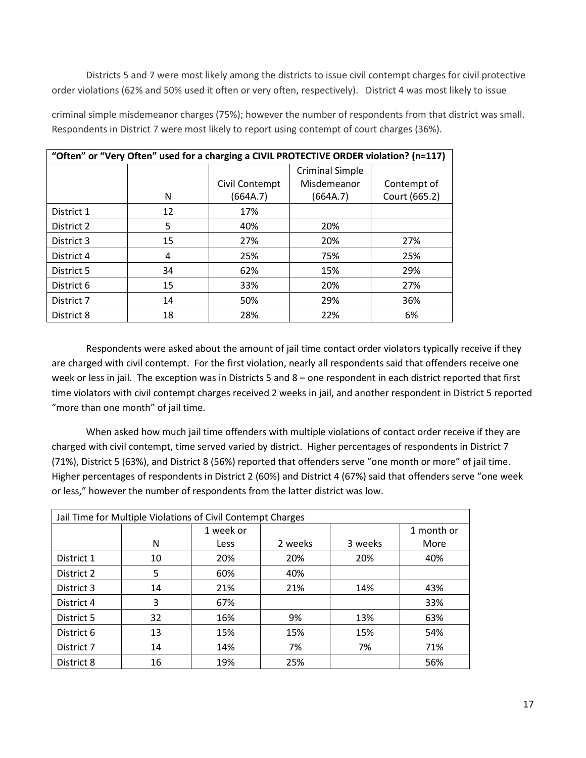Districts 5 and 7 were most likely among the districts to issue civil contempt charges for civil protective order violations (62% and 50% used it often or very often, respectively). District 4 was most likely to issue criminal simple misdemeanor charges (75%); however the number of respondents from that district was small. Respondents in District 7 were most likely to report using contempt of court charges (36%).

| **"Often" or "Very Often" used for a charging a CIVIL PROTECTIVE ORDER violation? (n=117)** | | | | |
|---|---|---|---|---|
| | N | Civil Contempt (664A.7) | Criminal Simple Misdemeanor (664A.7) | Contempt of Court (665.2) |
| District 1 | 12 | 17% | | |
| District 2 | 5 | 40% | 20% | |
| District 3 | 15 | 27% | 20% | 27% |
| District 4 | 4 | 25% | 75% | 25% |
| District 5 | 34 | 62% | 15% | 29% |
| District 6 | 15 | 33% | 20% | 27% |
| District 7 | 14 | 50% | 29% | 36% |
| District 8 | 18 | 28% | 22% | 6% |

Respondents were asked about the amount of jail time contact order violators typically receive if they are charged with civil contempt. For the first violation, nearly all respondents said that offenders receive one week or less in jail. The exception was in Districts 5 and 8 – one respondent in each district reported that first time violators with civil contempt charges received 2 weeks in jail, and another respondent in District 5 reported "more than one month" of jail time.

When asked how much jail time offenders with multiple violations of contact order receive if they are charged with civil contempt, time served varied by district. Higher percentages of respondents in District 7 (71%), District 5 (63%), and District 8 (56%) reported that offenders serve "one month or more" of jail time. Higher percentages of respondents in District 2 (60%) and District 4 (67%) said that offenders serve "one week or less," however the number of respondents from the latter district was low.

| Jail Time for Multiple Violations of Civil Contempt Charges | | | | | |
|---|---|---|---|---|---|
| | N | 1 week or Less | 2 weeks | 3 weeks | 1 month or More |
| District 1 | 10 | 20% | 20% | 20% | 40% |
| District 2 | 5 | 60% | 40% | | |
| District 3 | 14 | 21% | 21% | 14% | 43% |
| District 4 | 3 | 67% | | | 33% |
| District 5 | 32 | 16% | 9% | 13% | 63% |
| District 6 | 13 | 15% | 15% | 15% | 54% |
| District 7 | 14 | 14% | 7% | 7% | 71% |
| District 8 | 16 | 19% | 25% | | 56% |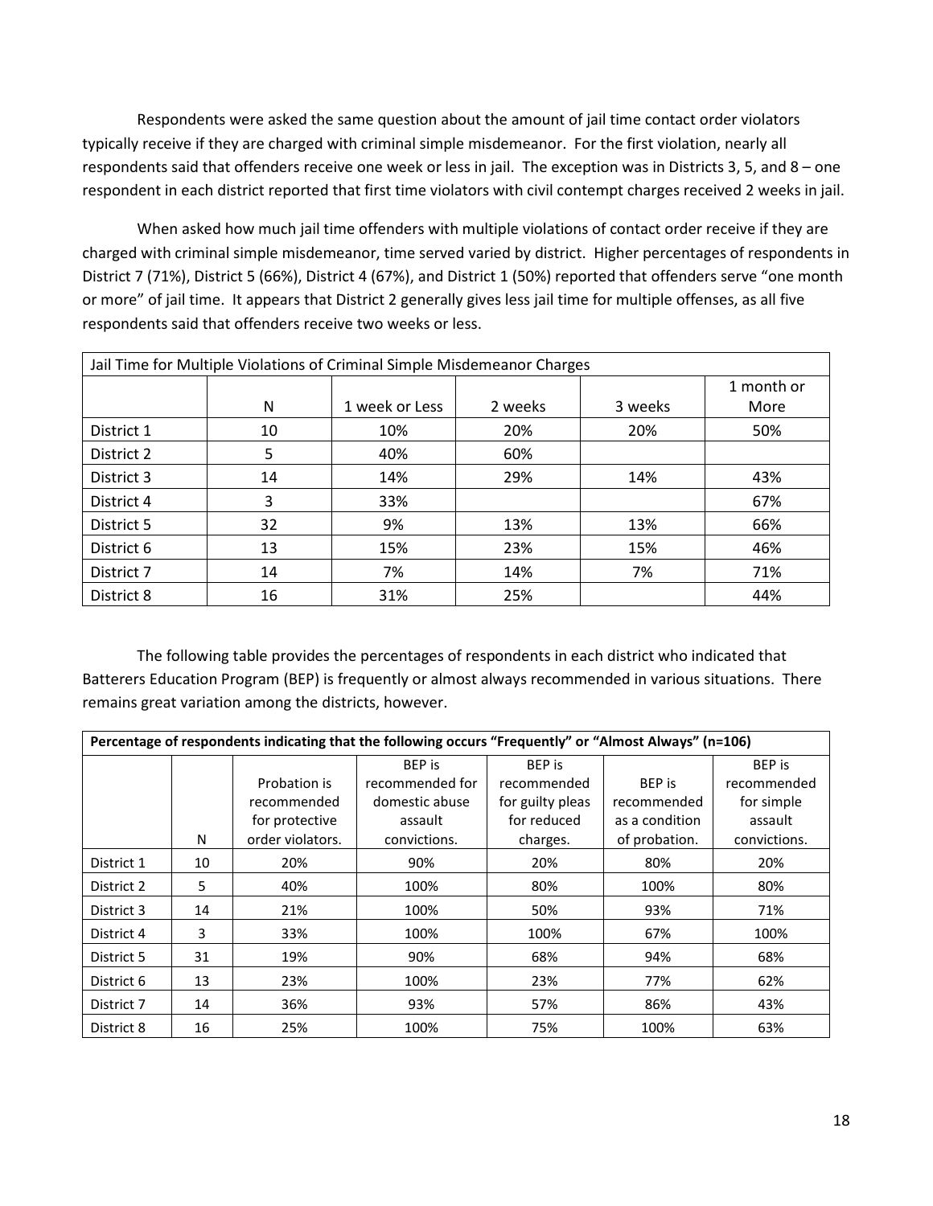Respondents were asked the same question about the amount of jail time contact order violators typically receive if they are charged with criminal simple misdemeanor. For the first violation, nearly all respondents said that offenders receive one week or less in jail. The exception was in Districts 3, 5, and 8 – one respondent in each district reported that first time violators with civil contempt charges received 2 weeks in jail.

When asked how much jail time offenders with multiple violations of contact order receive if they are charged with criminal simple misdemeanor, time served varied by district. Higher percentages of respondents in District 7 (71%), District 5 (66%), District 4 (67%), and District 1 (50%) reported that offenders serve "one month or more" of jail time. It appears that District 2 generally gives less jail time for multiple offenses, as all five respondents said that offenders receive two weeks or less.

| Jail Time for Multiple Violations of Criminal Simple Misdemeanor Charges | | | | | |
|---|---|---|---|---|---|
| | N | 1 week or Less | 2 weeks | 3 weeks | 1 month or More |
| District 1 | 10 | 10% | 20% | 20% | 50% |
| District 2 | 5 | 40% | 60% | | |
| District 3 | 14 | 14% | 29% | 14% | 43% |
| District 4 | 3 | 33% | | | 67% |
| District 5 | 32 | 9% | 13% | 13% | 66% |
| District 6 | 13 | 15% | 23% | 15% | 46% |
| District 7 | 14 | 7% | 14% | 7% | 71% |
| District 8 | 16 | 31% | 25% | | 44% |

The following table provides the percentages of respondents in each district who indicated that Batterers Education Program (BEP) is frequently or almost always recommended in various situations. There remains great variation among the districts, however.

| **Percentage of respondents indicating that the following occurs "Frequently" or "Almost Always" (n=106)** | | | | | | |
|---|---|---|---|---|---|---|
| | N | Probation is recommended for protective order violators. | BEP is recommended for domestic abuse assault convictions. | BEP is recommended for guilty pleas for reduced charges. | BEP is recommended as a condition of probation. | BEP is recommended for simple assault convictions. |
| District 1 | 10 | 20% | 90% | 20% | 80% | 20% |
| District 2 | 5 | 40% | 100% | 80% | 100% | 80% |
| District 3 | 14 | 21% | 100% | 50% | 93% | 71% |
| District 4 | 3 | 33% | 100% | 100% | 67% | 100% |
| District 5 | 31 | 19% | 90% | 68% | 94% | 68% |
| District 6 | 13 | 23% | 100% | 23% | 77% | 62% |
| District 7 | 14 | 36% | 93% | 57% | 86% | 43% |
| District 8 | 16 | 25% | 100% | 75% | 100% | 63% |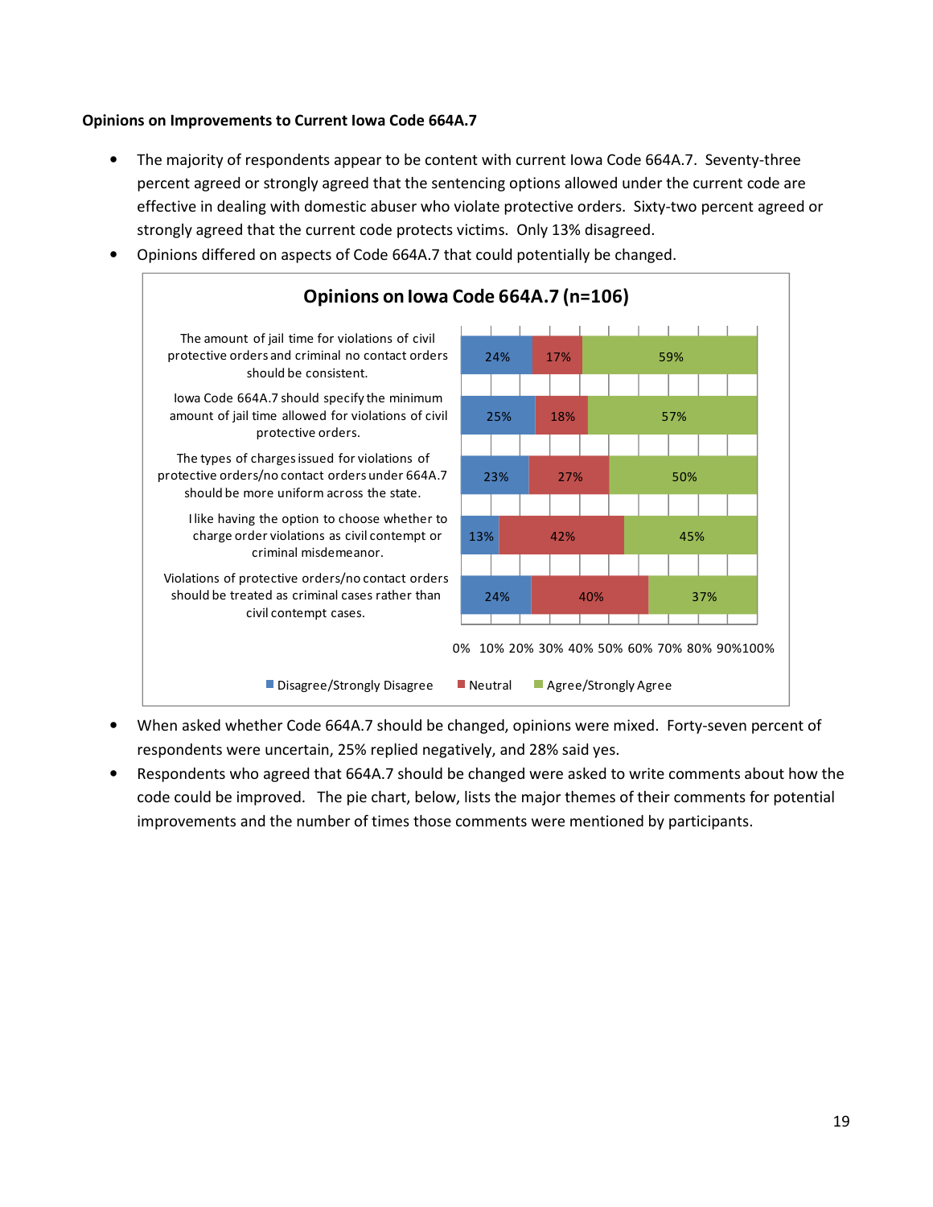**Opinions on Improvements to Current Iowa Code 664A.7**

- The majority of respondents appear to be content with current Iowa Code 664A.7. Seventy-three percent agreed or strongly agreed that the sentencing options allowed under the current code are effective in dealing with domestic abuser who violate protective orders. Sixty-two percent agreed or strongly agreed that the current code protects victims. Only 13% disagreed.
- Opinions differed on aspects of Code 664A.7 that could potentially be changed.

**Opinions on Iowa Code 664A.7 (n=106)**

| Statement | Disagree/Strongly Disagree | Neutral | Agree/Strongly Agree |
|---|---|---|---|
| The amount of jail time for violations of civil protective orders and criminal no contact orders should be consistent. | 24% | 17% | 59% |
| Iowa Code 664A.7 should specify the minimum amount of jail time allowed for violations of civil protective orders. | 25% | 18% | 57% |
| The types of charges issued for violations of protective orders/no contact orders under 664A.7 should be more uniform across the state. | 23% | 27% | 50% |
| I like having the option to choose whether to charge order violations as civil contempt or criminal misdemeanor. | 13% | 42% | 45% |
| Violations of protective orders/no contact orders should be treated as criminal cases rather than civil contempt cases. | 24% | 40% | 37% |

- When asked whether Code 664A.7 should be changed, opinions were mixed. Forty-seven percent of respondents were uncertain, 25% replied negatively, and 28% said yes.
- Respondents who agreed that 664A.7 should be changed were asked to write comments about how the code could be improved. The pie chart, below, lists the major themes of their comments for potential improvements and the number of times those comments were mentioned by participants.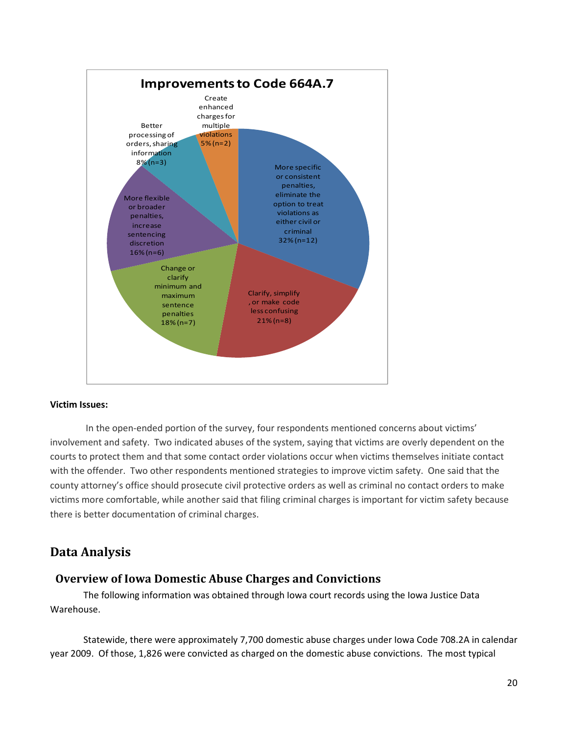**Improvements to Code 664A.7**

- More specific or consistent penalties, eliminate the option to treat violations as either civil or criminal 32% (n=12)
- Clarify, simplify, or make code less confusing 21% (n=8)
- Change or clarify minimum and maximum sentence penalties 18% (n=7)
- More flexible or broader penalties, increase sentencing discretion 16% (n=6)
- Better processing of orders, sharing information 8% (n=3)
- Create enhanced charges for multiple violations 5% (n=2)

**Victim Issues:**

In the open-ended portion of the survey, four respondents mentioned concerns about victims' involvement and safety. Two indicated abuses of the system, saying that victims are overly dependent on the courts to protect them and that some contact order violations occur when victims themselves initiate contact with the offender. Two other respondents mentioned strategies to improve victim safety. One said that the county attorney's office should prosecute civil protective orders as well as criminal no contact orders to make victims more comfortable, while another said that filing criminal charges is important for victim safety because there is better documentation of criminal charges.

# Data Analysis

## Overview of Iowa Domestic Abuse Charges and Convictions

The following information was obtained through Iowa court records using the Iowa Justice Data Warehouse.

Statewide, there were approximately 7,700 domestic abuse charges under Iowa Code 708.2A in calendar year 2009. Of those, 1,826 were convicted as charged on the domestic abuse convictions. The most typical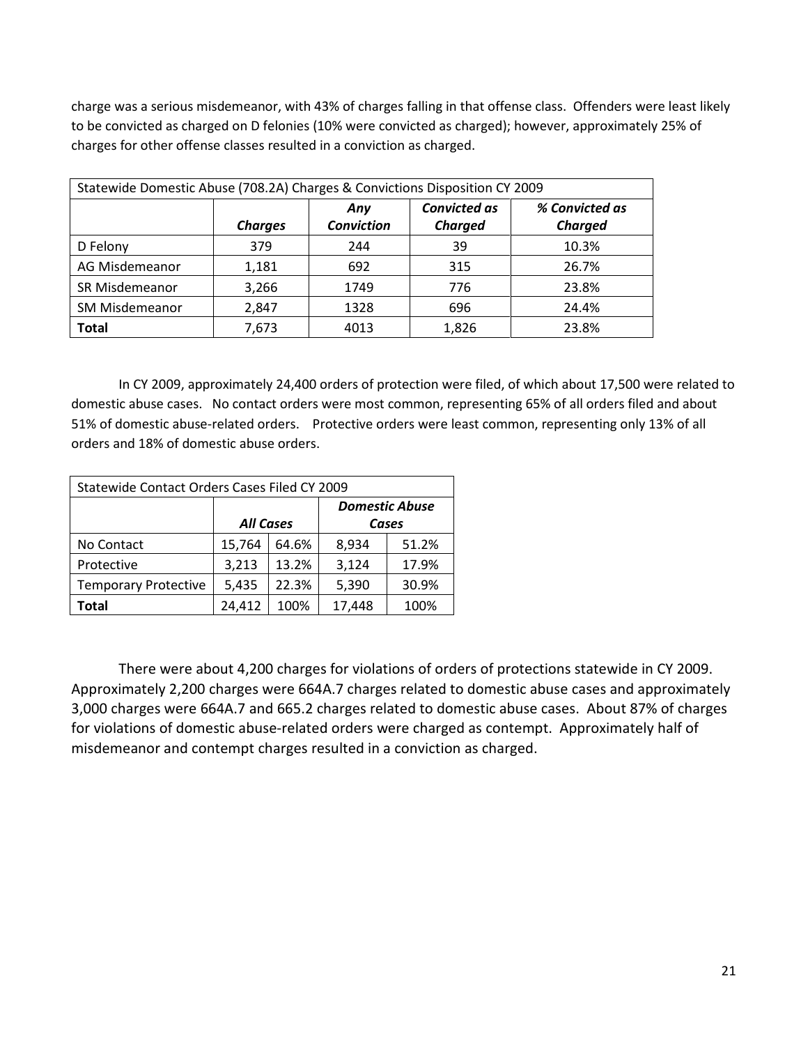charge was a serious misdemeanor, with 43% of charges falling in that offense class. Offenders were least likely to be convicted as charged on D felonies (10% were convicted as charged); however, approximately 25% of charges for other offense classes resulted in a conviction as charged.

| Statewide Domestic Abuse (708.2A) Charges & Convictions Disposition CY 2009 | | | | |
|---|---|---|---|---|
| | ***Charges*** | ***Any Conviction*** | ***Convicted as Charged*** | ***% Convicted as Charged*** |
| D Felony | 379 | 244 | 39 | 10.3% |
| AG Misdemeanor | 1,181 | 692 | 315 | 26.7% |
| SR Misdemeanor | 3,266 | 1749 | 776 | 23.8% |
| SM Misdemeanor | 2,847 | 1328 | 696 | 24.4% |
| **Total** | 7,673 | 4013 | 1,826 | 23.8% |

In CY 2009, approximately 24,400 orders of protection were filed, of which about 17,500 were related to domestic abuse cases. No contact orders were most common, representing 65% of all orders filed and about 51% of domestic abuse-related orders. Protective orders were least common, representing only 13% of all orders and 18% of domestic abuse orders.

| Statewide Contact Orders Cases Filed CY 2009 | | | | |
|---|---|---|---|---|
| | ***All Cases*** | | ***Domestic Abuse Cases*** | |
| No Contact | 15,764 | 64.6% | 8,934 | 51.2% |
| Protective | 3,213 | 13.2% | 3,124 | 17.9% |
| Temporary Protective | 5,435 | 22.3% | 5,390 | 30.9% |
| **Total** | 24,412 | 100% | 17,448 | 100% |

There were about 4,200 charges for violations of orders of protections statewide in CY 2009. Approximately 2,200 charges were 664A.7 charges related to domestic abuse cases and approximately 3,000 charges were 664A.7 and 665.2 charges related to domestic abuse cases. About 87% of charges for violations of domestic abuse-related orders were charged as contempt. Approximately half of misdemeanor and contempt charges resulted in a conviction as charged.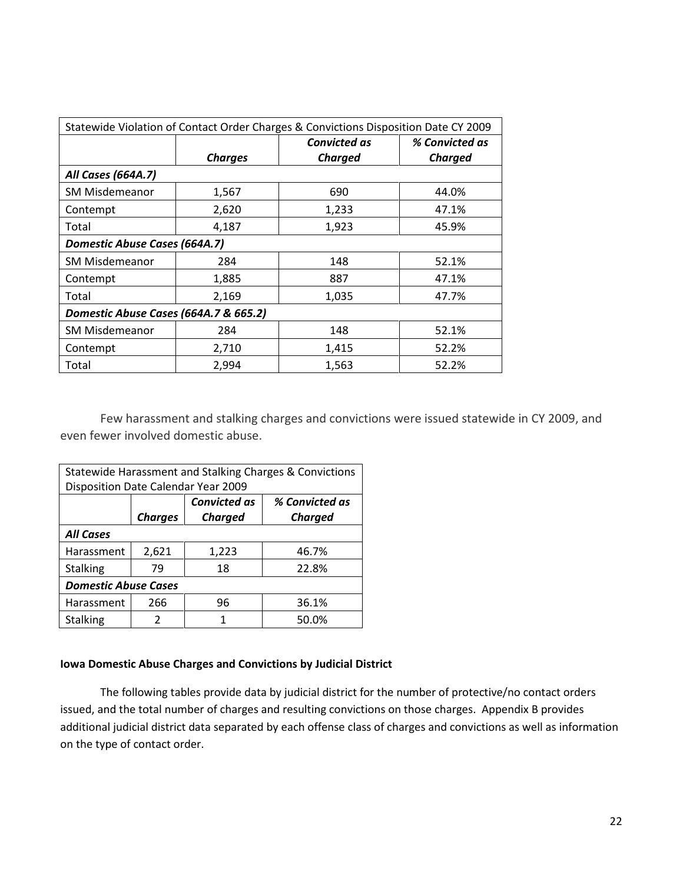| Statewide Violation of Contact Order Charges & Convictions Disposition Date CY 2009 | | | |
|---|---|---|---|
| | ***Charges*** | ***Convicted as Charged*** | ***% Convicted as Charged*** |
| ***All Cases (664A.7)*** | | | |
| SM Misdemeanor | 1,567 | 690 | 44.0% |
| Contempt | 2,620 | 1,233 | 47.1% |
| Total | 4,187 | 1,923 | 45.9% |
| ***Domestic Abuse Cases (664A.7)*** | | | |
| SM Misdemeanor | 284 | 148 | 52.1% |
| Contempt | 1,885 | 887 | 47.1% |
| Total | 2,169 | 1,035 | 47.7% |
| ***Domestic Abuse Cases (664A.7 & 665.2)*** | | | |
| SM Misdemeanor | 284 | 148 | 52.1% |
| Contempt | 2,710 | 1,415 | 52.2% |
| Total | 2,994 | 1,563 | 52.2% |

Few harassment and stalking charges and convictions were issued statewide in CY 2009, and even fewer involved domestic abuse.

| Statewide Harassment and Stalking Charges & Convictions Disposition Date Calendar Year 2009 | | | |
|---|---|---|---|
| | ***Charges*** | ***Convicted as Charged*** | ***% Convicted as Charged*** |
| ***All Cases*** | | | |
| Harassment | 2,621 | 1,223 | 46.7% |
| Stalking | 79 | 18 | 22.8% |
| ***Domestic Abuse Cases*** | | | |
| Harassment | 266 | 96 | 36.1% |
| Stalking | 2 | 1 | 50.0% |

**Iowa Domestic Abuse Charges and Convictions by Judicial District**

The following tables provide data by judicial district for the number of protective/no contact orders issued, and the total number of charges and resulting convictions on those charges. Appendix B provides additional judicial district data separated by each offense class of charges and convictions as well as information on the type of contact order.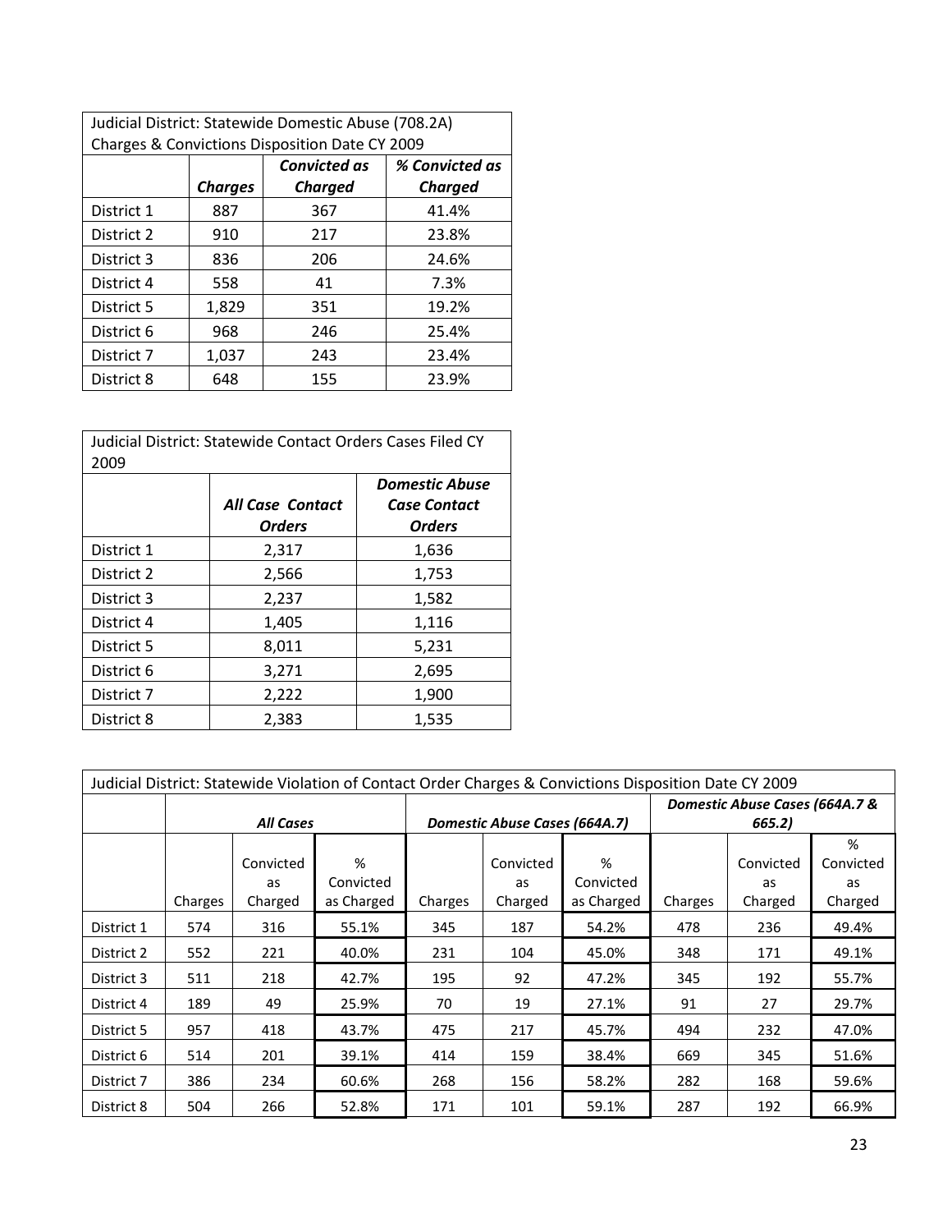| Judicial District: Statewide Domestic Abuse (708.2A) Charges & Convictions Disposition Date CY 2009 | | | |
|---|---|---|---|
| | ***Charges*** | ***Convicted as Charged*** | ***% Convicted as Charged*** |
| District 1 | 887 | 367 | 41.4% |
| District 2 | 910 | 217 | 23.8% |
| District 3 | 836 | 206 | 24.6% |
| District 4 | 558 | 41 | 7.3% |
| District 5 | 1,829 | 351 | 19.2% |
| District 6 | 968 | 246 | 25.4% |
| District 7 | 1,037 | 243 | 23.4% |
| District 8 | 648 | 155 | 23.9% |

| Judicial District: Statewide Contact Orders Cases Filed CY 2009 | | |
|---|---|---|
| | ***All Case Contact Orders*** | ***Domestic Abuse Case Contact Orders*** |
| District 1 | 2,317 | 1,636 |
| District 2 | 2,566 | 1,753 |
| District 3 | 2,237 | 1,582 |
| District 4 | 1,405 | 1,116 |
| District 5 | 8,011 | 5,231 |
| District 6 | 3,271 | 2,695 |
| District 7 | 2,222 | 1,900 |
| District 8 | 2,383 | 1,535 |

| Judicial District: Statewide Violation of Contact Order Charges & Convictions Disposition Date CY 2009 | | | | | | | | | |
|---|---|---|---|---|---|---|---|---|---|
| | ***All Cases*** | | | ***Domestic Abuse Cases (664A.7)*** | | | ***Domestic Abuse Cases (664A.7 & 665.2)*** | | |
| | Charges | Convicted as Charged | % Convicted as Charged | Charges | Convicted as Charged | % Convicted as Charged | Charges | Convicted as Charged | % Convicted as Charged |
| District 1 | 574 | 316 | 55.1% | 345 | 187 | 54.2% | 478 | 236 | 49.4% |
| District 2 | 552 | 221 | 40.0% | 231 | 104 | 45.0% | 348 | 171 | 49.1% |
| District 3 | 511 | 218 | 42.7% | 195 | 92 | 47.2% | 345 | 192 | 55.7% |
| District 4 | 189 | 49 | 25.9% | 70 | 19 | 27.1% | 91 | 27 | 29.7% |
| District 5 | 957 | 418 | 43.7% | 475 | 217 | 45.7% | 494 | 232 | 47.0% |
| District 6 | 514 | 201 | 39.1% | 414 | 159 | 38.4% | 669 | 345 | 51.6% |
| District 7 | 386 | 234 | 60.6% | 268 | 156 | 58.2% | 282 | 168 | 59.6% |
| District 8 | 504 | 266 | 52.8% | 171 | 101 | 59.1% | 287 | 192 | 66.9% |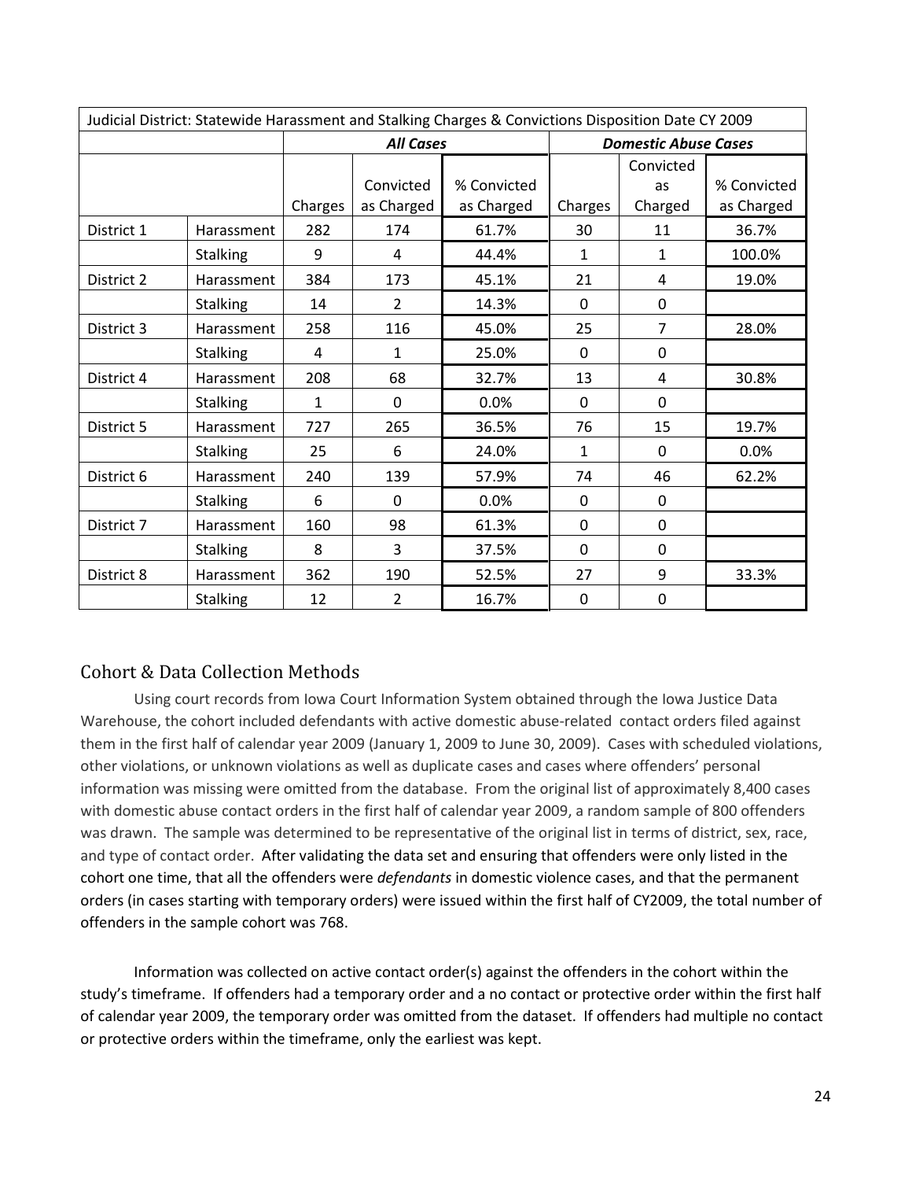| Judicial District: Statewide Harassment and Stalking Charges & Convictions Disposition Date CY 2009 | | | | | | | |
|---|---|---|---|---|---|---|---|
| | | ***All Cases*** | | | ***Domestic Abuse Cases*** | | |
| | | Charges | Convicted as Charged | % Convicted as Charged | Charges | Convicted as Charged | % Convicted as Charged |
| District 1 | Harassment | 282 | 174 | 61.7% | 30 | 11 | 36.7% |
| | Stalking | 9 | 4 | 44.4% | 1 | 1 | 100.0% |
| District 2 | Harassment | 384 | 173 | 45.1% | 21 | 4 | 19.0% |
| | Stalking | 14 | 2 | 14.3% | 0 | 0 | |
| District 3 | Harassment | 258 | 116 | 45.0% | 25 | 7 | 28.0% |
| | Stalking | 4 | 1 | 25.0% | 0 | 0 | |
| District 4 | Harassment | 208 | 68 | 32.7% | 13 | 4 | 30.8% |
| | Stalking | 1 | 0 | 0.0% | 0 | 0 | |
| District 5 | Harassment | 727 | 265 | 36.5% | 76 | 15 | 19.7% |
| | Stalking | 25 | 6 | 24.0% | 1 | 0 | 0.0% |
| District 6 | Harassment | 240 | 139 | 57.9% | 74 | 46 | 62.2% |
| | Stalking | 6 | 0 | 0.0% | 0 | 0 | |
| District 7 | Harassment | 160 | 98 | 61.3% | 0 | 0 | |
| | Stalking | 8 | 3 | 37.5% | 0 | 0 | |
| District 8 | Harassment | 362 | 190 | 52.5% | 27 | 9 | 33.3% |
| | Stalking | 12 | 2 | 16.7% | 0 | 0 | |

## Cohort & Data Collection Methods

Using court records from Iowa Court Information System obtained through the Iowa Justice Data Warehouse, the cohort included defendants with active domestic abuse-related contact orders filed against them in the first half of calendar year 2009 (January 1, 2009 to June 30, 2009). Cases with scheduled violations, other violations, or unknown violations as well as duplicate cases and cases where offenders' personal information was missing were omitted from the database. From the original list of approximately 8,400 cases with domestic abuse contact orders in the first half of calendar year 2009, a random sample of 800 offenders was drawn. The sample was determined to be representative of the original list in terms of district, sex, race, and type of contact order. After validating the data set and ensuring that offenders were only listed in the cohort one time, that all the offenders were *defendants* in domestic violence cases, and that the permanent orders (in cases starting with temporary orders) were issued within the first half of CY2009, the total number of offenders in the sample cohort was 768.

Information was collected on active contact order(s) against the offenders in the cohort within the study's timeframe. If offenders had a temporary order and a no contact or protective order within the first half of calendar year 2009, the temporary order was omitted from the dataset. If offenders had multiple no contact or protective orders within the timeframe, only the earliest was kept.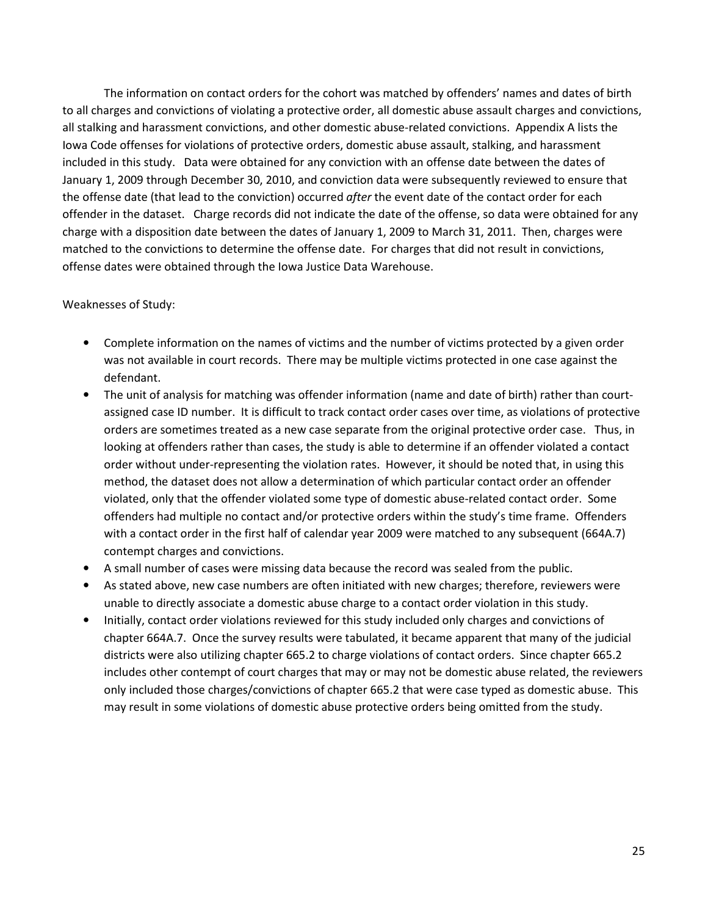The information on contact orders for the cohort was matched by offenders' names and dates of birth to all charges and convictions of violating a protective order, all domestic abuse assault charges and convictions, all stalking and harassment convictions, and other domestic abuse-related convictions. Appendix A lists the Iowa Code offenses for violations of protective orders, domestic abuse assault, stalking, and harassment included in this study. Data were obtained for any conviction with an offense date between the dates of January 1, 2009 through December 30, 2010, and conviction data were subsequently reviewed to ensure that the offense date (that lead to the conviction) occurred *after* the event date of the contact order for each offender in the dataset. Charge records did not indicate the date of the offense, so data were obtained for any charge with a disposition date between the dates of January 1, 2009 to March 31, 2011. Then, charges were matched to the convictions to determine the offense date. For charges that did not result in convictions, offense dates were obtained through the Iowa Justice Data Warehouse.

Weaknesses of Study:

- Complete information on the names of victims and the number of victims protected by a given order was not available in court records. There may be multiple victims protected in one case against the defendant.
- The unit of analysis for matching was offender information (name and date of birth) rather than court-assigned case ID number. It is difficult to track contact order cases over time, as violations of protective orders are sometimes treated as a new case separate from the original protective order case. Thus, in looking at offenders rather than cases, the study is able to determine if an offender violated a contact order without under-representing the violation rates. However, it should be noted that, in using this method, the dataset does not allow a determination of which particular contact order an offender violated, only that the offender violated some type of domestic abuse-related contact order. Some offenders had multiple no contact and/or protective orders within the study's time frame. Offenders with a contact order in the first half of calendar year 2009 were matched to any subsequent (664A.7) contempt charges and convictions.
- A small number of cases were missing data because the record was sealed from the public.
- As stated above, new case numbers are often initiated with new charges; therefore, reviewers were unable to directly associate a domestic abuse charge to a contact order violation in this study.
- Initially, contact order violations reviewed for this study included only charges and convictions of chapter 664A.7. Once the survey results were tabulated, it became apparent that many of the judicial districts were also utilizing chapter 665.2 to charge violations of contact orders. Since chapter 665.2 includes other contempt of court charges that may or may not be domestic abuse related, the reviewers only included those charges/convictions of chapter 665.2 that were case typed as domestic abuse. This may result in some violations of domestic abuse protective orders being omitted from the study.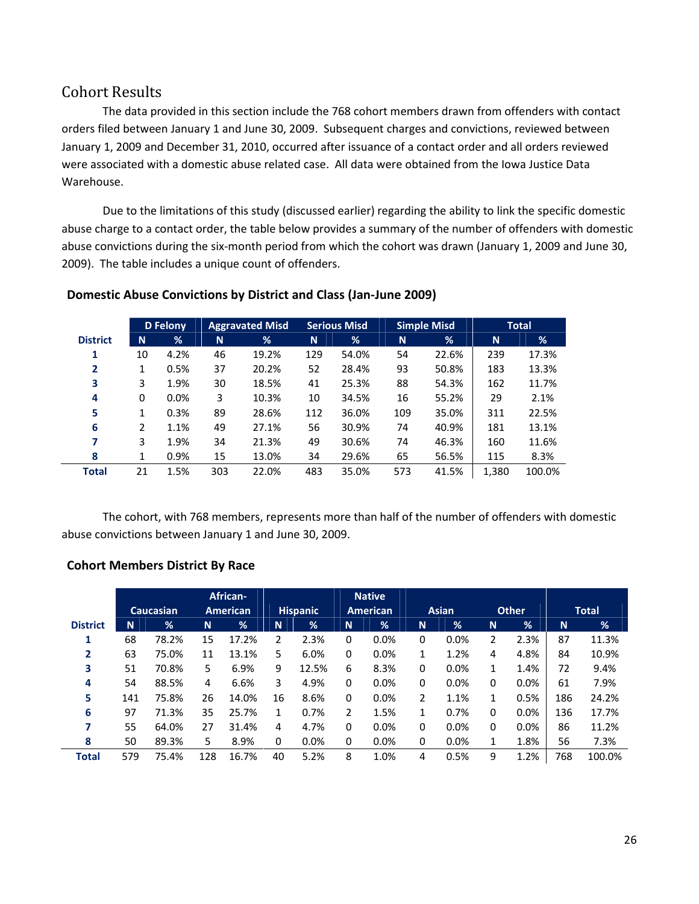## Cohort Results

The data provided in this section include the 768 cohort members drawn from offenders with contact orders filed between January 1 and June 30, 2009. Subsequent charges and convictions, reviewed between January 1, 2009 and December 31, 2010, occurred after issuance of a contact order and all orders reviewed were associated with a domestic abuse related case. All data were obtained from the Iowa Justice Data Warehouse.

Due to the limitations of this study (discussed earlier) regarding the ability to link the specific domestic abuse charge to a contact order, the table below provides a summary of the number of offenders with domestic abuse convictions during the six-month period from which the cohort was drawn (January 1, 2009 and June 30, 2009). The table includes a unique count of offenders.

**Domestic Abuse Convictions by District and Class (Jan-June 2009)**

| | D Felony | | Aggravated Misd | | Serious Misd | | Simple Misd | | Total | |
|---|---|---|---|---|---|---|---|---|---|---|
| **District** | N | % | N | % | N | % | N | % | N | % |
| **1** | 10 | 4.2% | 46 | 19.2% | 129 | 54.0% | 54 | 22.6% | 239 | 17.3% |
| **2** | 1 | 0.5% | 37 | 20.2% | 52 | 28.4% | 93 | 50.8% | 183 | 13.3% |
| **3** | 3 | 1.9% | 30 | 18.5% | 41 | 25.3% | 88 | 54.3% | 162 | 11.7% |
| **4** | 0 | 0.0% | 3 | 10.3% | 10 | 34.5% | 16 | 55.2% | 29 | 2.1% |
| **5** | 1 | 0.3% | 89 | 28.6% | 112 | 36.0% | 109 | 35.0% | 311 | 22.5% |
| **6** | 2 | 1.1% | 49 | 27.1% | 56 | 30.9% | 74 | 40.9% | 181 | 13.1% |
| **7** | 3 | 1.9% | 34 | 21.3% | 49 | 30.6% | 74 | 46.3% | 160 | 11.6% |
| **8** | 1 | 0.9% | 15 | 13.0% | 34 | 29.6% | 65 | 56.5% | 115 | 8.3% |
| **Total** | 21 | 1.5% | 303 | 22.0% | 483 | 35.0% | 573 | 41.5% | 1,380 | 100.0% |

The cohort, with 768 members, represents more than half of the number of offenders with domestic abuse convictions between January 1 and June 30, 2009.

**Cohort Members District By Race**

| | Caucasian | | African-American | | Hispanic | | Native American | | Asian | | Other | | Total | |
|---|---|---|---|---|---|---|---|---|---|---|---|---|---|---|
| **District** | N | % | N | % | N | % | N | % | N | % | N | % | N | % |
| **1** | 68 | 78.2% | 15 | 17.2% | 2 | 2.3% | 0 | 0.0% | 0 | 0.0% | 2 | 2.3% | 87 | 11.3% |
| **2** | 63 | 75.0% | 11 | 13.1% | 5 | 6.0% | 0 | 0.0% | 1 | 1.2% | 4 | 4.8% | 84 | 10.9% |
| **3** | 51 | 70.8% | 5 | 6.9% | 9 | 12.5% | 6 | 8.3% | 0 | 0.0% | 1 | 1.4% | 72 | 9.4% |
| **4** | 54 | 88.5% | 4 | 6.6% | 3 | 4.9% | 0 | 0.0% | 0 | 0.0% | 0 | 0.0% | 61 | 7.9% |
| **5** | 141 | 75.8% | 26 | 14.0% | 16 | 8.6% | 0 | 0.0% | 2 | 1.1% | 1 | 0.5% | 186 | 24.2% |
| **6** | 97 | 71.3% | 35 | 25.7% | 1 | 0.7% | 2 | 1.5% | 1 | 0.7% | 0 | 0.0% | 136 | 17.7% |
| **7** | 55 | 64.0% | 27 | 31.4% | 4 | 4.7% | 0 | 0.0% | 0 | 0.0% | 0 | 0.0% | 86 | 11.2% |
| **8** | 50 | 89.3% | 5 | 8.9% | 0 | 0.0% | 0 | 0.0% | 0 | 0.0% | 1 | 1.8% | 56 | 7.3% |
| **Total** | 579 | 75.4% | 128 | 16.7% | 40 | 5.2% | 8 | 1.0% | 4 | 0.5% | 9 | 1.2% | 768 | 100.0% |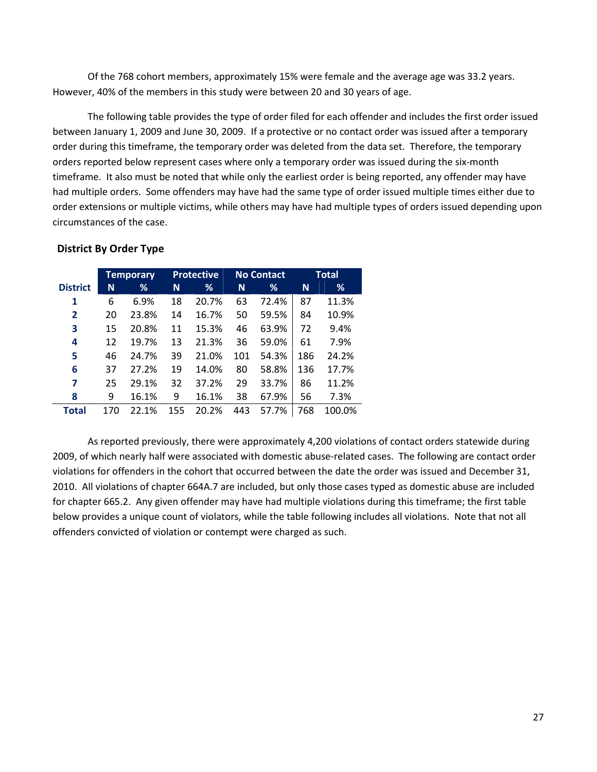Of the 768 cohort members, approximately 15% were female and the average age was 33.2 years. However, 40% of the members in this study were between 20 and 30 years of age.

The following table provides the type of order filed for each offender and includes the first order issued between January 1, 2009 and June 30, 2009. If a protective or no contact order was issued after a temporary order during this timeframe, the temporary order was deleted from the data set. Therefore, the temporary orders reported below represent cases where only a temporary order was issued during the six-month timeframe. It also must be noted that while only the earliest order is being reported, any offender may have had multiple orders. Some offenders may have had the same type of order issued multiple times either due to order extensions or multiple victims, while others may have had multiple types of orders issued depending upon circumstances of the case.

**District By Order Type**

| | Temporary | | Protective | | No Contact | | Total | |
|---|---|---|---|---|---|---|---|---|
| **District** | **N** | **%** | **N** | **%** | **N** | **%** | **N** | **%** |
| **1** | 6 | 6.9% | 18 | 20.7% | 63 | 72.4% | 87 | 11.3% |
| **2** | 20 | 23.8% | 14 | 16.7% | 50 | 59.5% | 84 | 10.9% |
| **3** | 15 | 20.8% | 11 | 15.3% | 46 | 63.9% | 72 | 9.4% |
| **4** | 12 | 19.7% | 13 | 21.3% | 36 | 59.0% | 61 | 7.9% |
| **5** | 46 | 24.7% | 39 | 21.0% | 101 | 54.3% | 186 | 24.2% |
| **6** | 37 | 27.2% | 19 | 14.0% | 80 | 58.8% | 136 | 17.7% |
| **7** | 25 | 29.1% | 32 | 37.2% | 29 | 33.7% | 86 | 11.2% |
| **8** | 9 | 16.1% | 9 | 16.1% | 38 | 67.9% | 56 | 7.3% |
| **Total** | 170 | 22.1% | 155 | 20.2% | 443 | 57.7% | 768 | 100.0% |

As reported previously, there were approximately 4,200 violations of contact orders statewide during 2009, of which nearly half were associated with domestic abuse-related cases. The following are contact order violations for offenders in the cohort that occurred between the date the order was issued and December 31, 2010. All violations of chapter 664A.7 are included, but only those cases typed as domestic abuse are included for chapter 665.2. Any given offender may have had multiple violations during this timeframe; the first table below provides a unique count of violators, while the table following includes all violations. Note that not all offenders convicted of violation or contempt were charged as such.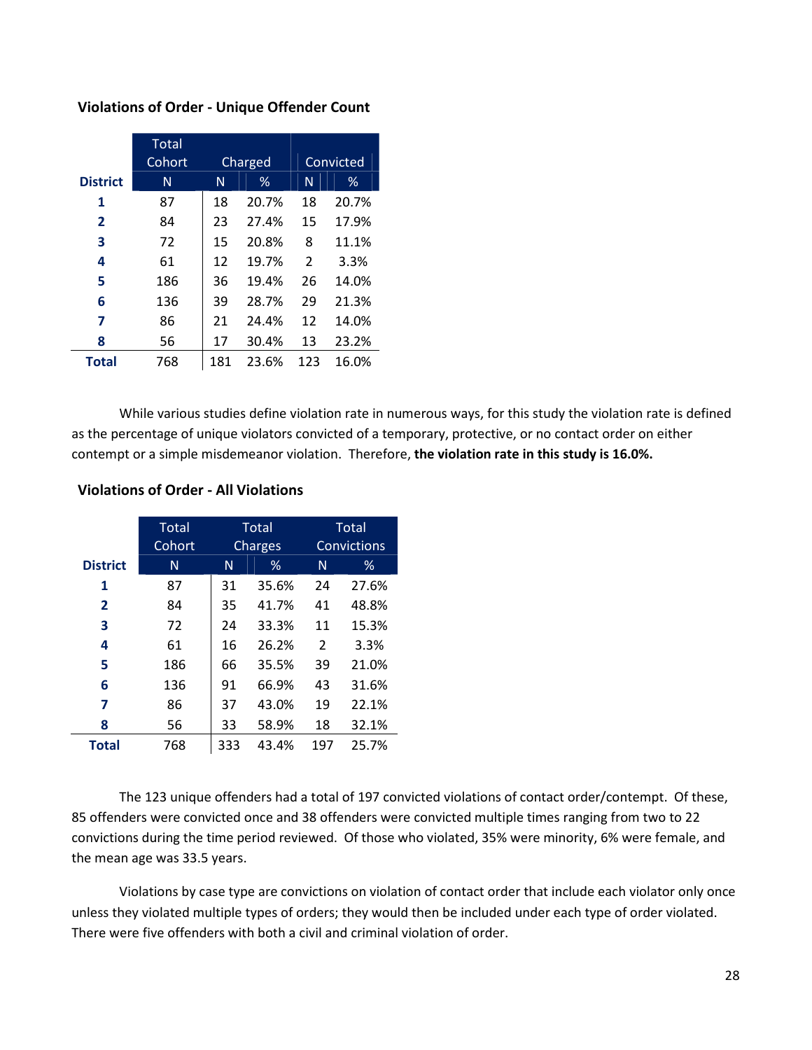### Violations of Order - Unique Offender Count

| District | Total Cohort | Charged | | Convicted | |
|---|---|---|---|---|---|
| | N | N | % | N | % |
| 1 | 87 | 18 | 20.7% | 18 | 20.7% |
| 2 | 84 | 23 | 27.4% | 15 | 17.9% |
| 3 | 72 | 15 | 20.8% | 8 | 11.1% |
| 4 | 61 | 12 | 19.7% | 2 | 3.3% |
| 5 | 186 | 36 | 19.4% | 26 | 14.0% |
| 6 | 136 | 39 | 28.7% | 29 | 21.3% |
| 7 | 86 | 21 | 24.4% | 12 | 14.0% |
| 8 | 56 | 17 | 30.4% | 13 | 23.2% |
| **Total** | 768 | 181 | 23.6% | 123 | 16.0% |

While various studies define violation rate in numerous ways, for this study the violation rate is defined as the percentage of unique violators convicted of a temporary, protective, or no contact order on either contempt or a simple misdemeanor violation. Therefore, **the violation rate in this study is 16.0%.**

### Violations of Order - All Violations

| District | Total Cohort | Total Charges | | Total Convictions | |
|---|---|---|---|---|---|
| | N | N | % | N | % |
| 1 | 87 | 31 | 35.6% | 24 | 27.6% |
| 2 | 84 | 35 | 41.7% | 41 | 48.8% |
| 3 | 72 | 24 | 33.3% | 11 | 15.3% |
| 4 | 61 | 16 | 26.2% | 2 | 3.3% |
| 5 | 186 | 66 | 35.5% | 39 | 21.0% |
| 6 | 136 | 91 | 66.9% | 43 | 31.6% |
| 7 | 86 | 37 | 43.0% | 19 | 22.1% |
| 8 | 56 | 33 | 58.9% | 18 | 32.1% |
| **Total** | 768 | 333 | 43.4% | 197 | 25.7% |

The 123 unique offenders had a total of 197 convicted violations of contact order/contempt. Of these, 85 offenders were convicted once and 38 offenders were convicted multiple times ranging from two to 22 convictions during the time period reviewed. Of those who violated, 35% were minority, 6% were female, and the mean age was 33.5 years.

Violations by case type are convictions on violation of contact order that include each violator only once unless they violated multiple types of orders; they would then be included under each type of order violated. There were five offenders with both a civil and criminal violation of order.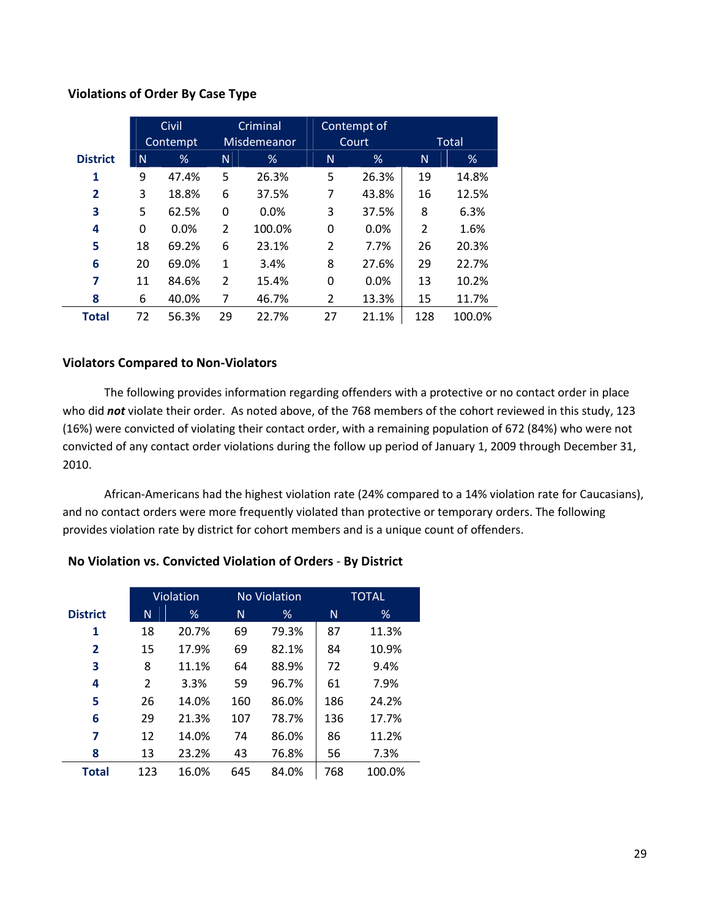### Violations of Order By Case Type

| District | Civil Contempt | | Criminal Misdemeanor | | Contempt of Court | | Total | |
|---|---|---|---|---|---|---|---|---|
| | N | % | N | % | N | % | N | % |
| **1** | 9 | 47.4% | 5 | 26.3% | 5 | 26.3% | 19 | 14.8% |
| **2** | 3 | 18.8% | 6 | 37.5% | 7 | 43.8% | 16 | 12.5% |
| **3** | 5 | 62.5% | 0 | 0.0% | 3 | 37.5% | 8 | 6.3% |
| **4** | 0 | 0.0% | 2 | 100.0% | 0 | 0.0% | 2 | 1.6% |
| **5** | 18 | 69.2% | 6 | 23.1% | 2 | 7.7% | 26 | 20.3% |
| **6** | 20 | 69.0% | 1 | 3.4% | 8 | 27.6% | 29 | 22.7% |
| **7** | 11 | 84.6% | 2 | 15.4% | 0 | 0.0% | 13 | 10.2% |
| **8** | 6 | 40.0% | 7 | 46.7% | 2 | 13.3% | 15 | 11.7% |
| **Total** | 72 | 56.3% | 29 | 22.7% | 27 | 21.1% | 128 | 100.0% |

### Violators Compared to Non-Violators

The following provides information regarding offenders with a protective or no contact order in place who did ***not*** violate their order. As noted above, of the 768 members of the cohort reviewed in this study, 123 (16%) were convicted of violating their contact order, with a remaining population of 672 (84%) who were not convicted of any contact order violations during the follow up period of January 1, 2009 through December 31, 2010.

African-Americans had the highest violation rate (24% compared to a 14% violation rate for Caucasians), and no contact orders were more frequently violated than protective or temporary orders. The following provides violation rate by district for cohort members and is a unique count of offenders.

### No Violation vs. Convicted Violation of Orders - By District

| District | Violation | | No Violation | | TOTAL | |
|---|---|---|---|---|---|---|
| | N | % | N | % | N | % |
| **1** | 18 | 20.7% | 69 | 79.3% | 87 | 11.3% |
| **2** | 15 | 17.9% | 69 | 82.1% | 84 | 10.9% |
| **3** | 8 | 11.1% | 64 | 88.9% | 72 | 9.4% |
| **4** | 2 | 3.3% | 59 | 96.7% | 61 | 7.9% |
| **5** | 26 | 14.0% | 160 | 86.0% | 186 | 24.2% |
| **6** | 29 | 21.3% | 107 | 78.7% | 136 | 17.7% |
| **7** | 12 | 14.0% | 74 | 86.0% | 86 | 11.2% |
| **8** | 13 | 23.2% | 43 | 76.8% | 56 | 7.3% |
| **Total** | 123 | 16.0% | 645 | 84.0% | 768 | 100.0% |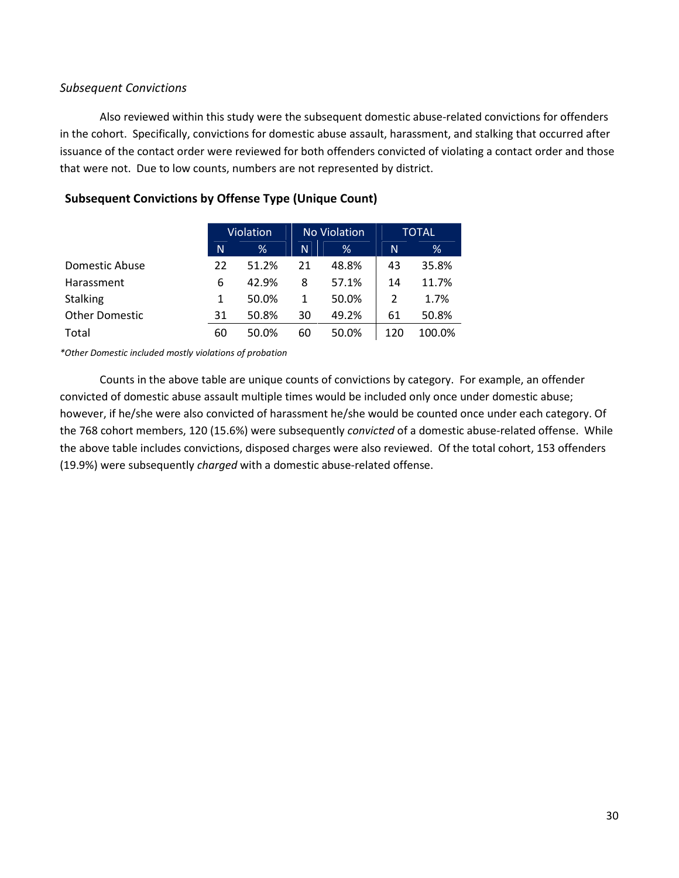*Subsequent Convictions*

Also reviewed within this study were the subsequent domestic abuse-related convictions for offenders in the cohort. Specifically, convictions for domestic abuse assault, harassment, and stalking that occurred after issuance of the contact order were reviewed for both offenders convicted of violating a contact order and those that were not. Due to low counts, numbers are not represented by district.

**Subsequent Convictions by Offense Type (Unique Count)**

| | Violation | | No Violation | | TOTAL | |
|---|---|---|---|---|---|---|
| | N | % | N | % | N | % |
| Domestic Abuse | 22 | 51.2% | 21 | 48.8% | 43 | 35.8% |
| Harassment | 6 | 42.9% | 8 | 57.1% | 14 | 11.7% |
| Stalking | 1 | 50.0% | 1 | 50.0% | 2 | 1.7% |
| Other Domestic | 31 | 50.8% | 30 | 49.2% | 61 | 50.8% |
| Total | 60 | 50.0% | 60 | 50.0% | 120 | 100.0% |

*\*Other Domestic included mostly violations of probation*

Counts in the above table are unique counts of convictions by category. For example, an offender convicted of domestic abuse assault multiple times would be included only once under domestic abuse; however, if he/she were also convicted of harassment he/she would be counted once under each category. Of the 768 cohort members, 120 (15.6%) were subsequently *convicted* of a domestic abuse-related offense. While the above table includes convictions, disposed charges were also reviewed. Of the total cohort, 153 offenders (19.9%) were subsequently *charged* with a domestic abuse-related offense.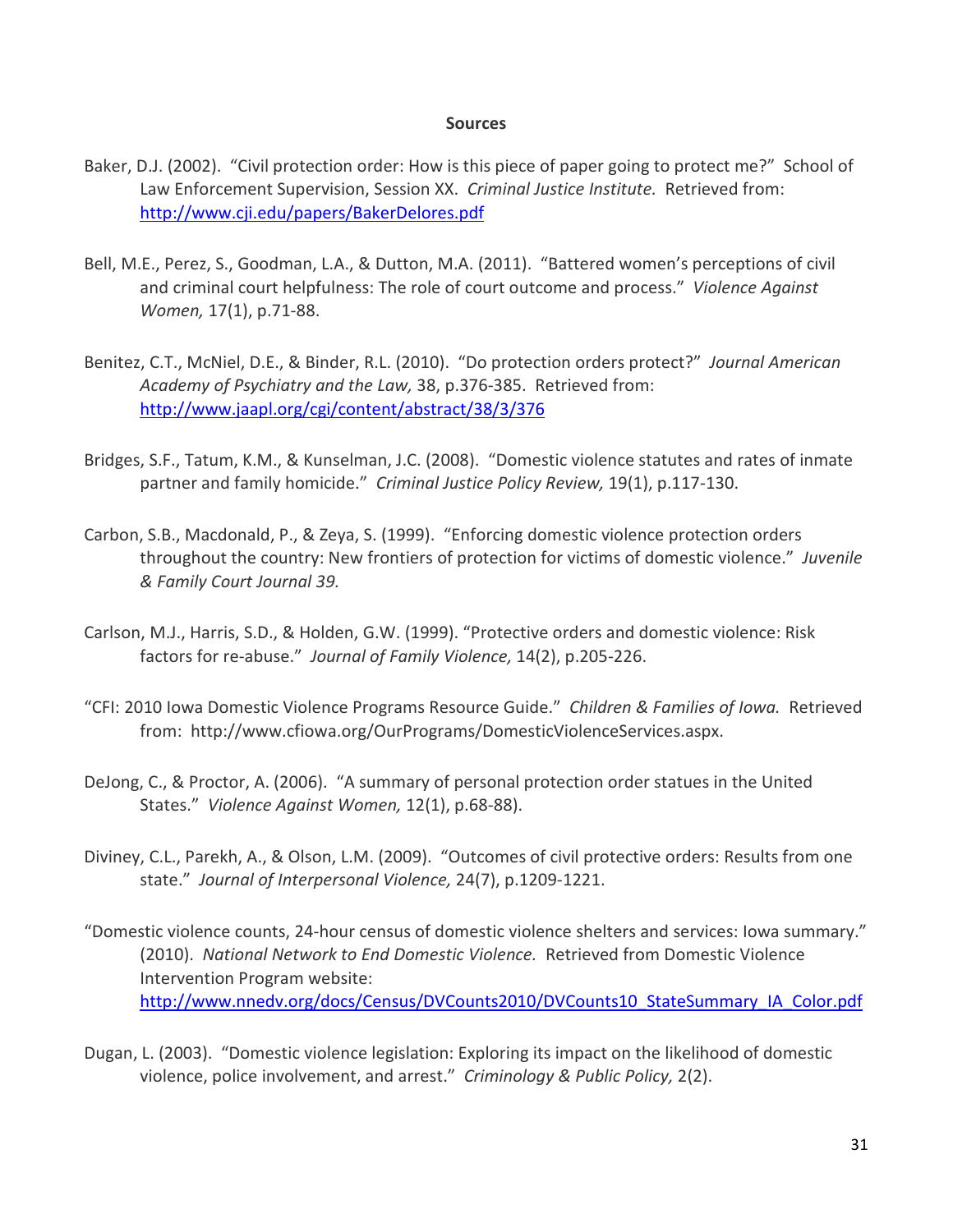## Sources

Baker, D.J. (2002). "Civil protection order: How is this piece of paper going to protect me?" School of Law Enforcement Supervision, Session XX. *Criminal Justice Institute.* Retrieved from: http://www.cji.edu/papers/BakerDelores.pdf

Bell, M.E., Perez, S., Goodman, L.A., & Dutton, M.A. (2011). "Battered women's perceptions of civil and criminal court helpfulness: The role of court outcome and process." *Violence Against Women,* 17(1), p.71-88.

Benitez, C.T., McNiel, D.E., & Binder, R.L. (2010). "Do protection orders protect?" *Journal American Academy of Psychiatry and the Law,* 38, p.376-385. Retrieved from: http://www.jaapl.org/cgi/content/abstract/38/3/376

Bridges, S.F., Tatum, K.M., & Kunselman, J.C. (2008). "Domestic violence statutes and rates of inmate partner and family homicide." *Criminal Justice Policy Review,* 19(1), p.117-130.

Carbon, S.B., Macdonald, P., & Zeya, S. (1999). "Enforcing domestic violence protection orders throughout the country: New frontiers of protection for victims of domestic violence." *Juvenile & Family Court Journal 39.*

Carlson, M.J., Harris, S.D., & Holden, G.W. (1999). "Protective orders and domestic violence: Risk factors for re-abuse." *Journal of Family Violence,* 14(2), p.205-226.

"CFI: 2010 Iowa Domestic Violence Programs Resource Guide." *Children & Families of Iowa.* Retrieved from: http://www.cfiowa.org/OurPrograms/DomesticViolenceServices.aspx.

DeJong, C., & Proctor, A. (2006). "A summary of personal protection order statues in the United States." *Violence Against Women,* 12(1), p.68-88).

Diviney, C.L., Parekh, A., & Olson, L.M. (2009). "Outcomes of civil protective orders: Results from one state." *Journal of Interpersonal Violence,* 24(7), p.1209-1221.

"Domestic violence counts, 24-hour census of domestic violence shelters and services: Iowa summary." (2010). *National Network to End Domestic Violence.* Retrieved from Domestic Violence Intervention Program website: http://www.nnedv.org/docs/Census/DVCounts2010/DVCounts10_StateSummary_IA_Color.pdf

Dugan, L. (2003). "Domestic violence legislation: Exploring its impact on the likelihood of domestic violence, police involvement, and arrest." *Criminology & Public Policy,* 2(2).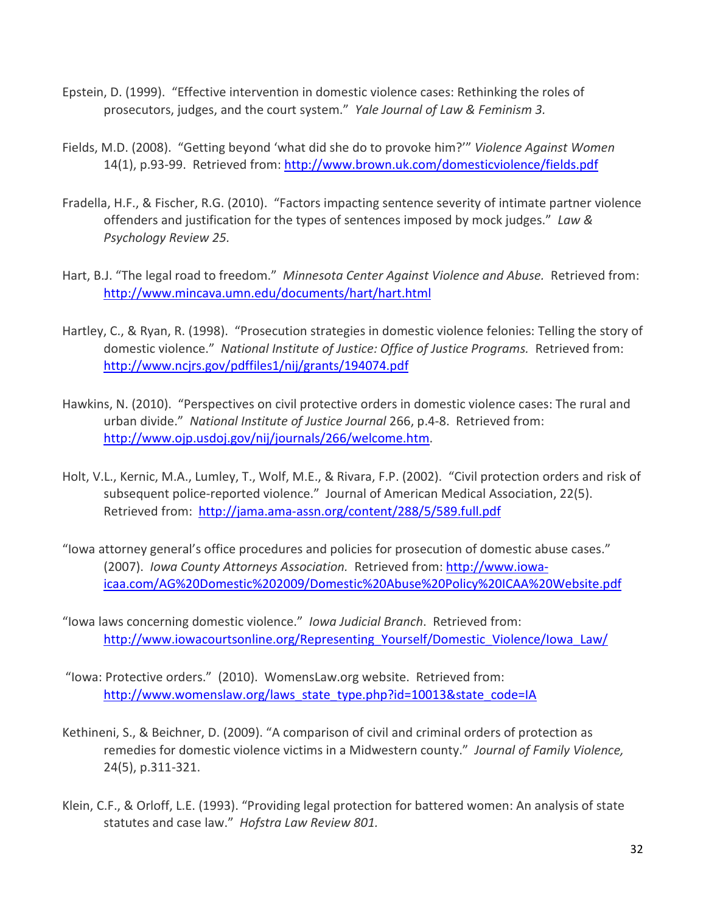Epstein, D. (1999). "Effective intervention in domestic violence cases: Rethinking the roles of prosecutors, judges, and the court system." *Yale Journal of Law & Feminism 3.*

Fields, M.D. (2008). "Getting beyond 'what did she do to provoke him?'" *Violence Against Women* 14(1), p.93-99. Retrieved from: http://www.brown.uk.com/domesticviolence/fields.pdf

Fradella, H.F., & Fischer, R.G. (2010). "Factors impacting sentence severity of intimate partner violence offenders and justification for the types of sentences imposed by mock judges." *Law & Psychology Review 25.*

Hart, B.J. "The legal road to freedom." *Minnesota Center Against Violence and Abuse.* Retrieved from: http://www.mincava.umn.edu/documents/hart/hart.html

Hartley, C., & Ryan, R. (1998). "Prosecution strategies in domestic violence felonies: Telling the story of domestic violence." *National Institute of Justice: Office of Justice Programs.* Retrieved from: http://www.ncjrs.gov/pdffiles1/nij/grants/194074.pdf

Hawkins, N. (2010). "Perspectives on civil protective orders in domestic violence cases: The rural and urban divide." *National Institute of Justice Journal* 266, p.4-8. Retrieved from: http://www.ojp.usdoj.gov/nij/journals/266/welcome.htm.

Holt, V.L., Kernic, M.A., Lumley, T., Wolf, M.E., & Rivara, F.P. (2002). "Civil protection orders and risk of subsequent police-reported violence." Journal of American Medical Association, 22(5). Retrieved from: http://jama.ama-assn.org/content/288/5/589.full.pdf

"Iowa attorney general's office procedures and policies for prosecution of domestic abuse cases." (2007). *Iowa County Attorneys Association.* Retrieved from: http://www.iowa-icaa.com/AG%20Domestic%202009/Domestic%20Abuse%20Policy%20ICAA%20Website.pdf

"Iowa laws concerning domestic violence." *Iowa Judicial Branch*. Retrieved from: http://www.iowacourtsonline.org/Representing_Yourself/Domestic_Violence/Iowa_Law/

"Iowa: Protective orders." (2010). WomensLaw.org website. Retrieved from: http://www.womenslaw.org/laws_state_type.php?id=10013&state_code=IA

Kethineni, S., & Beichner, D. (2009). "A comparison of civil and criminal orders of protection as remedies for domestic violence victims in a Midwestern county." *Journal of Family Violence,* 24(5), p.311-321.

Klein, C.F., & Orloff, L.E. (1993). "Providing legal protection for battered women: An analysis of state statutes and case law." *Hofstra Law Review 801.*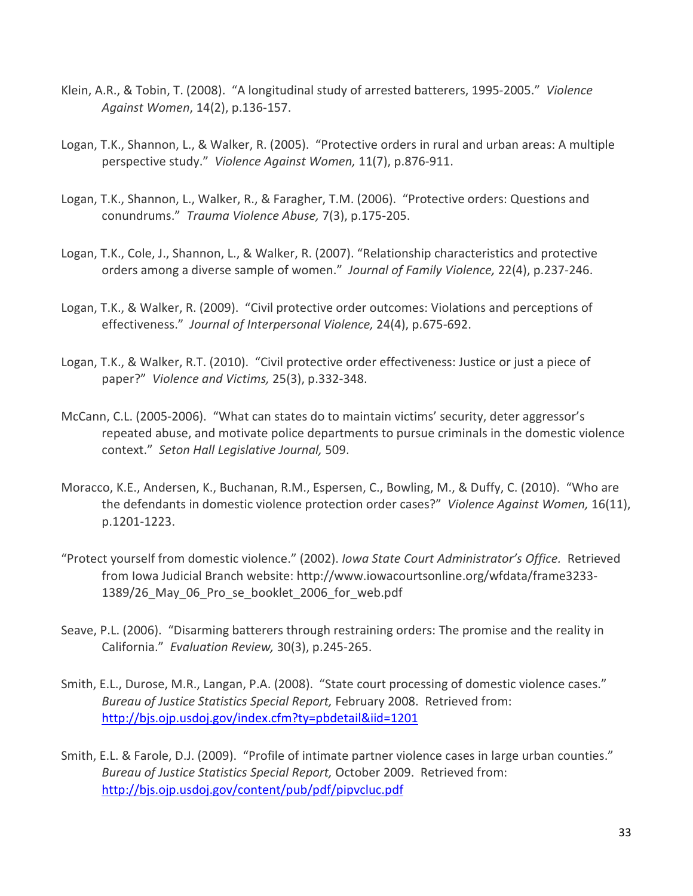Klein, A.R., & Tobin, T. (2008). "A longitudinal study of arrested batterers, 1995-2005." *Violence Against Women*, 14(2), p.136-157.

Logan, T.K., Shannon, L., & Walker, R. (2005). "Protective orders in rural and urban areas: A multiple perspective study." *Violence Against Women,* 11(7), p.876-911.

Logan, T.K., Shannon, L., Walker, R., & Faragher, T.M. (2006). "Protective orders: Questions and conundrums." *Trauma Violence Abuse,* 7(3), p.175-205.

Logan, T.K., Cole, J., Shannon, L., & Walker, R. (2007). "Relationship characteristics and protective orders among a diverse sample of women." *Journal of Family Violence,* 22(4), p.237-246.

Logan, T.K., & Walker, R. (2009). "Civil protective order outcomes: Violations and perceptions of effectiveness." *Journal of Interpersonal Violence,* 24(4), p.675-692.

Logan, T.K., & Walker, R.T. (2010). "Civil protective order effectiveness: Justice or just a piece of paper?" *Violence and Victims,* 25(3), p.332-348.

McCann, C.L. (2005-2006). "What can states do to maintain victims' security, deter aggressor's repeated abuse, and motivate police departments to pursue criminals in the domestic violence context." *Seton Hall Legislative Journal,* 509.

Moracco, K.E., Andersen, K., Buchanan, R.M., Espersen, C., Bowling, M., & Duffy, C. (2010). "Who are the defendants in domestic violence protection order cases?" *Violence Against Women,* 16(11), p.1201-1223.

"Protect yourself from domestic violence." (2002). *Iowa State Court Administrator's Office.* Retrieved from Iowa Judicial Branch website: http://www.iowacourtsonline.org/wfdata/frame3233-1389/26_May_06_Pro_se_booklet_2006_for_web.pdf

Seave, P.L. (2006). "Disarming batterers through restraining orders: The promise and the reality in California." *Evaluation Review,* 30(3), p.245-265.

Smith, E.L., Durose, M.R., Langan, P.A. (2008). "State court processing of domestic violence cases." *Bureau of Justice Statistics Special Report,* February 2008. Retrieved from: http://bjs.ojp.usdoj.gov/index.cfm?ty=pbdetail&iid=1201

Smith, E.L. & Farole, D.J. (2009). "Profile of intimate partner violence cases in large urban counties." *Bureau of Justice Statistics Special Report,* October 2009. Retrieved from: http://bjs.ojp.usdoj.gov/content/pub/pdf/pipvcluc.pdf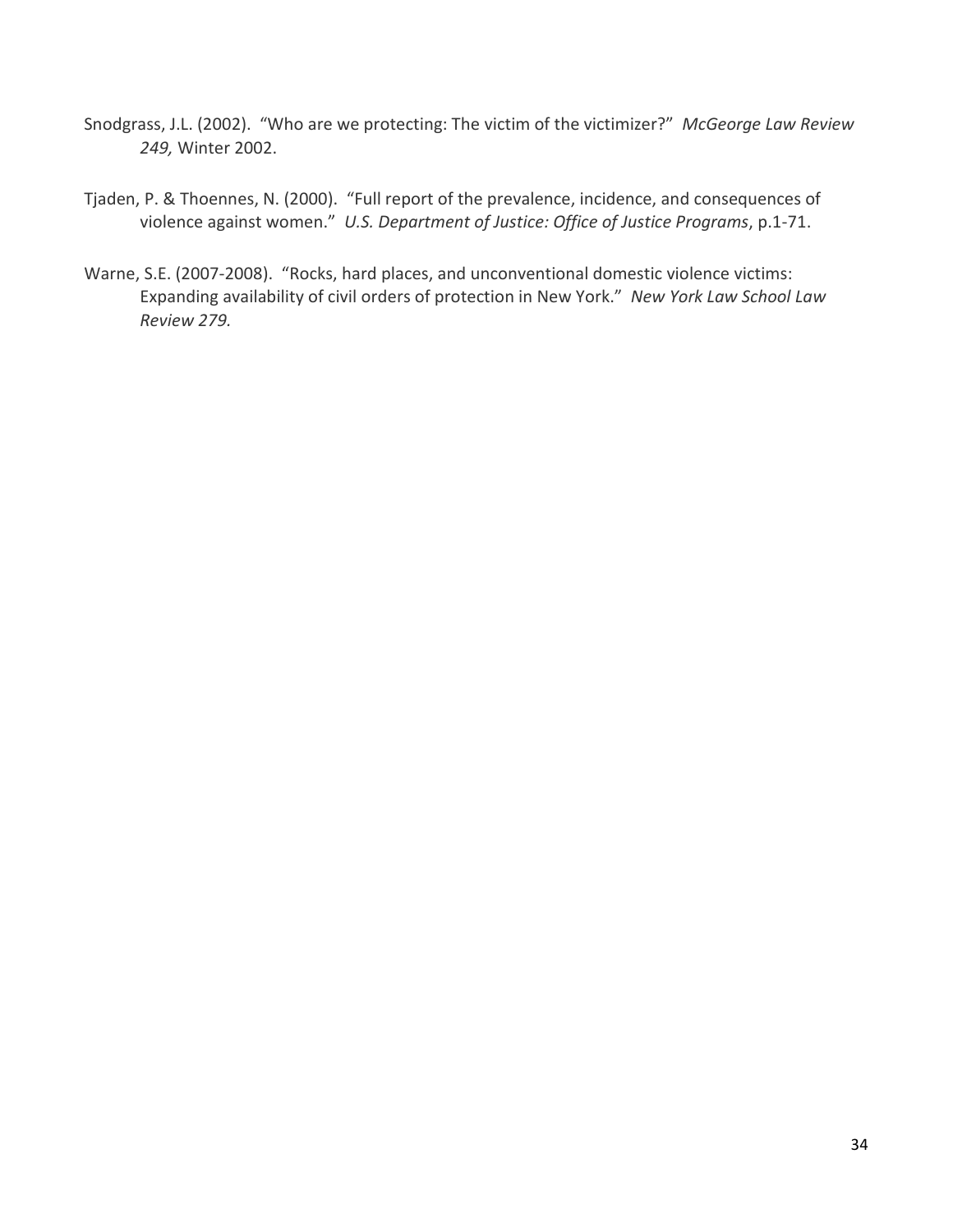Snodgrass, J.L. (2002). "Who are we protecting: The victim of the victimizer?" *McGeorge Law Review 249,* Winter 2002.

Tjaden, P. & Thoennes, N. (2000). "Full report of the prevalence, incidence, and consequences of violence against women." *U.S. Department of Justice: Office of Justice Programs*, p.1-71.

Warne, S.E. (2007-2008). "Rocks, hard places, and unconventional domestic violence victims: Expanding availability of civil orders of protection in New York." *New York Law School Law Review 279.*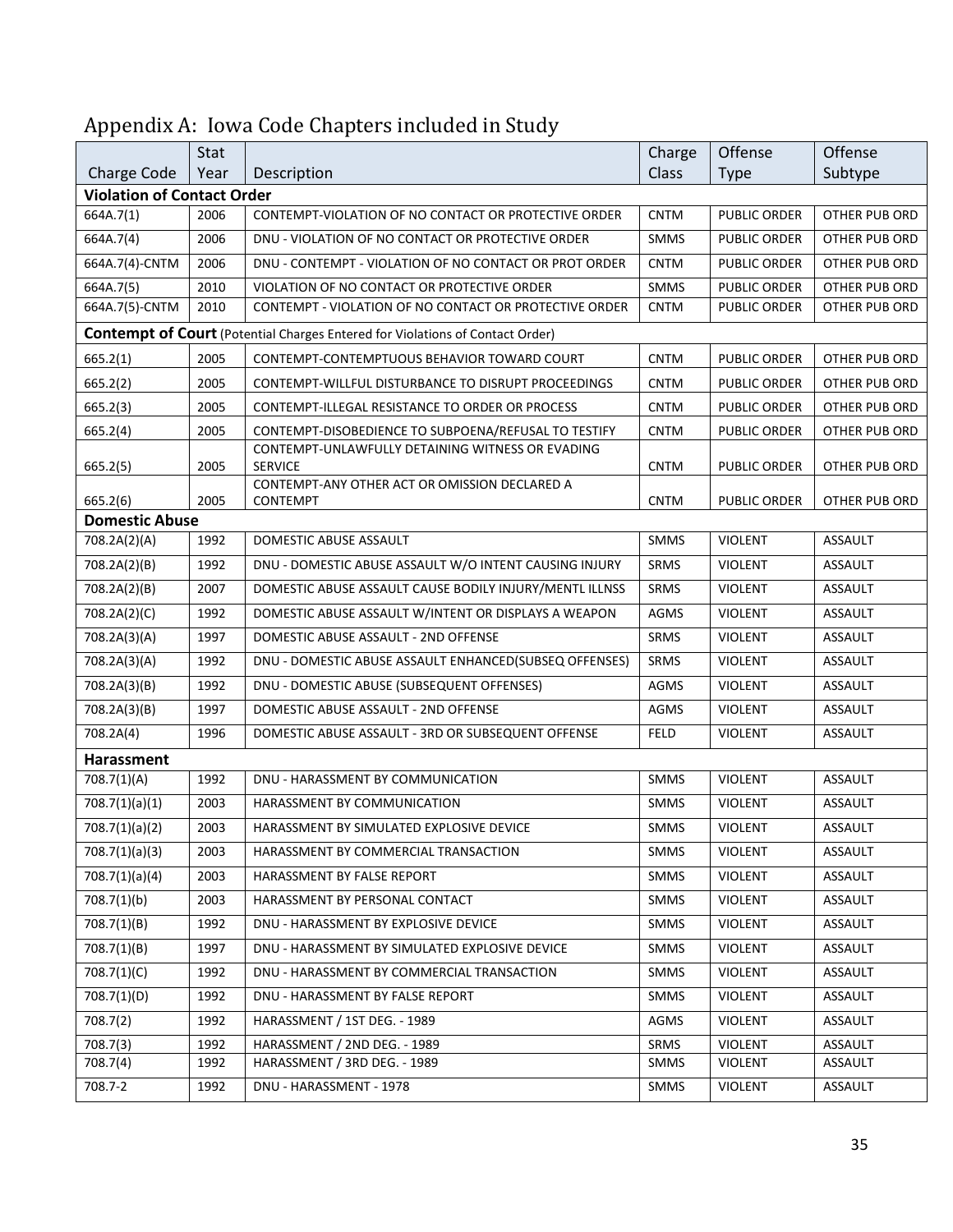# Appendix A: Iowa Code Chapters included in Study

| Charge Code | Stat Year | Description | Charge Class | Offense Type | Offense Subtype |
|---|---|---|---|---|---|
| **Violation of Contact Order** | | | | | |
| 664A.7(1) | 2006 | CONTEMPT-VIOLATION OF NO CONTACT OR PROTECTIVE ORDER | CNTM | PUBLIC ORDER | OTHER PUB ORD |
| 664A.7(4) | 2006 | DNU - VIOLATION OF NO CONTACT OR PROTECTIVE ORDER | SMMS | PUBLIC ORDER | OTHER PUB ORD |
| 664A.7(4)-CNTM | 2006 | DNU - CONTEMPT - VIOLATION OF NO CONTACT OR PROT ORDER | CNTM | PUBLIC ORDER | OTHER PUB ORD |
| 664A.7(5) | 2010 | VIOLATION OF NO CONTACT OR PROTECTIVE ORDER | SMMS | PUBLIC ORDER | OTHER PUB ORD |
| 664A.7(5)-CNTM | 2010 | CONTEMPT - VIOLATION OF NO CONTACT OR PROTECTIVE ORDER | CNTM | PUBLIC ORDER | OTHER PUB ORD |
| **Contempt of Court** (Potential Charges Entered for Violations of Contact Order) | | | | | |
| 665.2(1) | 2005 | CONTEMPT-CONTEMPTUOUS BEHAVIOR TOWARD COURT | CNTM | PUBLIC ORDER | OTHER PUB ORD |
| 665.2(2) | 2005 | CONTEMPT-WILLFUL DISTURBANCE TO DISRUPT PROCEEDINGS | CNTM | PUBLIC ORDER | OTHER PUB ORD |
| 665.2(3) | 2005 | CONTEMPT-ILLEGAL RESISTANCE TO ORDER OR PROCESS | CNTM | PUBLIC ORDER | OTHER PUB ORD |
| 665.2(4) | 2005 | CONTEMPT-DISOBEDIENCE TO SUBPOENA/REFUSAL TO TESTIFY | CNTM | PUBLIC ORDER | OTHER PUB ORD |
| 665.2(5) | 2005 | CONTEMPT-UNLAWFULLY DETAINING WITNESS OR EVADING SERVICE | CNTM | PUBLIC ORDER | OTHER PUB ORD |
| 665.2(6) | 2005 | CONTEMPT-ANY OTHER ACT OR OMISSION DECLARED A CONTEMPT | CNTM | PUBLIC ORDER | OTHER PUB ORD |
| **Domestic Abuse** | | | | | |
| 708.2A(2)(A) | 1992 | DOMESTIC ABUSE ASSAULT | SMMS | VIOLENT | ASSAULT |
| 708.2A(2)(B) | 1992 | DNU - DOMESTIC ABUSE ASSAULT W/O INTENT CAUSING INJURY | SRMS | VIOLENT | ASSAULT |
| 708.2A(2)(B) | 2007 | DOMESTIC ABUSE ASSAULT CAUSE BODILY INJURY/MENTL ILLNSS | SRMS | VIOLENT | ASSAULT |
| 708.2A(2)(C) | 1992 | DOMESTIC ABUSE ASSAULT W/INTENT OR DISPLAYS A WEAPON | AGMS | VIOLENT | ASSAULT |
| 708.2A(3)(A) | 1997 | DOMESTIC ABUSE ASSAULT - 2ND OFFENSE | SRMS | VIOLENT | ASSAULT |
| 708.2A(3)(A) | 1992 | DNU - DOMESTIC ABUSE ASSAULT ENHANCED(SUBSEQ OFFENSES) | SRMS | VIOLENT | ASSAULT |
| 708.2A(3)(B) | 1992 | DNU - DOMESTIC ABUSE (SUBSEQUENT OFFENSES) | AGMS | VIOLENT | ASSAULT |
| 708.2A(3)(B) | 1997 | DOMESTIC ABUSE ASSAULT - 2ND OFFENSE | AGMS | VIOLENT | ASSAULT |
| 708.2A(4) | 1996 | DOMESTIC ABUSE ASSAULT - 3RD OR SUBSEQUENT OFFENSE | FELD | VIOLENT | ASSAULT |
| **Harassment** | | | | | |
| 708.7(1)(A) | 1992 | DNU - HARASSMENT BY COMMUNICATION | SMMS | VIOLENT | ASSAULT |
| 708.7(1)(a)(1) | 2003 | HARASSMENT BY COMMUNICATION | SMMS | VIOLENT | ASSAULT |
| 708.7(1)(a)(2) | 2003 | HARASSMENT BY SIMULATED EXPLOSIVE DEVICE | SMMS | VIOLENT | ASSAULT |
| 708.7(1)(a)(3) | 2003 | HARASSMENT BY COMMERCIAL TRANSACTION | SMMS | VIOLENT | ASSAULT |
| 708.7(1)(a)(4) | 2003 | HARASSMENT BY FALSE REPORT | SMMS | VIOLENT | ASSAULT |
| 708.7(1)(b) | 2003 | HARASSMENT BY PERSONAL CONTACT | SMMS | VIOLENT | ASSAULT |
| 708.7(1)(B) | 1992 | DNU - HARASSMENT BY EXPLOSIVE DEVICE | SMMS | VIOLENT | ASSAULT |
| 708.7(1)(B) | 1997 | DNU - HARASSMENT BY SIMULATED EXPLOSIVE DEVICE | SMMS | VIOLENT | ASSAULT |
| 708.7(1)(C) | 1992 | DNU - HARASSMENT BY COMMERCIAL TRANSACTION | SMMS | VIOLENT | ASSAULT |
| 708.7(1)(D) | 1992 | DNU - HARASSMENT BY FALSE REPORT | SMMS | VIOLENT | ASSAULT |
| 708.7(2) | 1992 | HARASSMENT / 1ST DEG. - 1989 | AGMS | VIOLENT | ASSAULT |
| 708.7(3) | 1992 | HARASSMENT / 2ND DEG. - 1989 | SRMS | VIOLENT | ASSAULT |
| 708.7(4) | 1992 | HARASSMENT / 3RD DEG. - 1989 | SMMS | VIOLENT | ASSAULT |
| 708.7-2 | 1992 | DNU - HARASSMENT - 1978 | SMMS | VIOLENT | ASSAULT |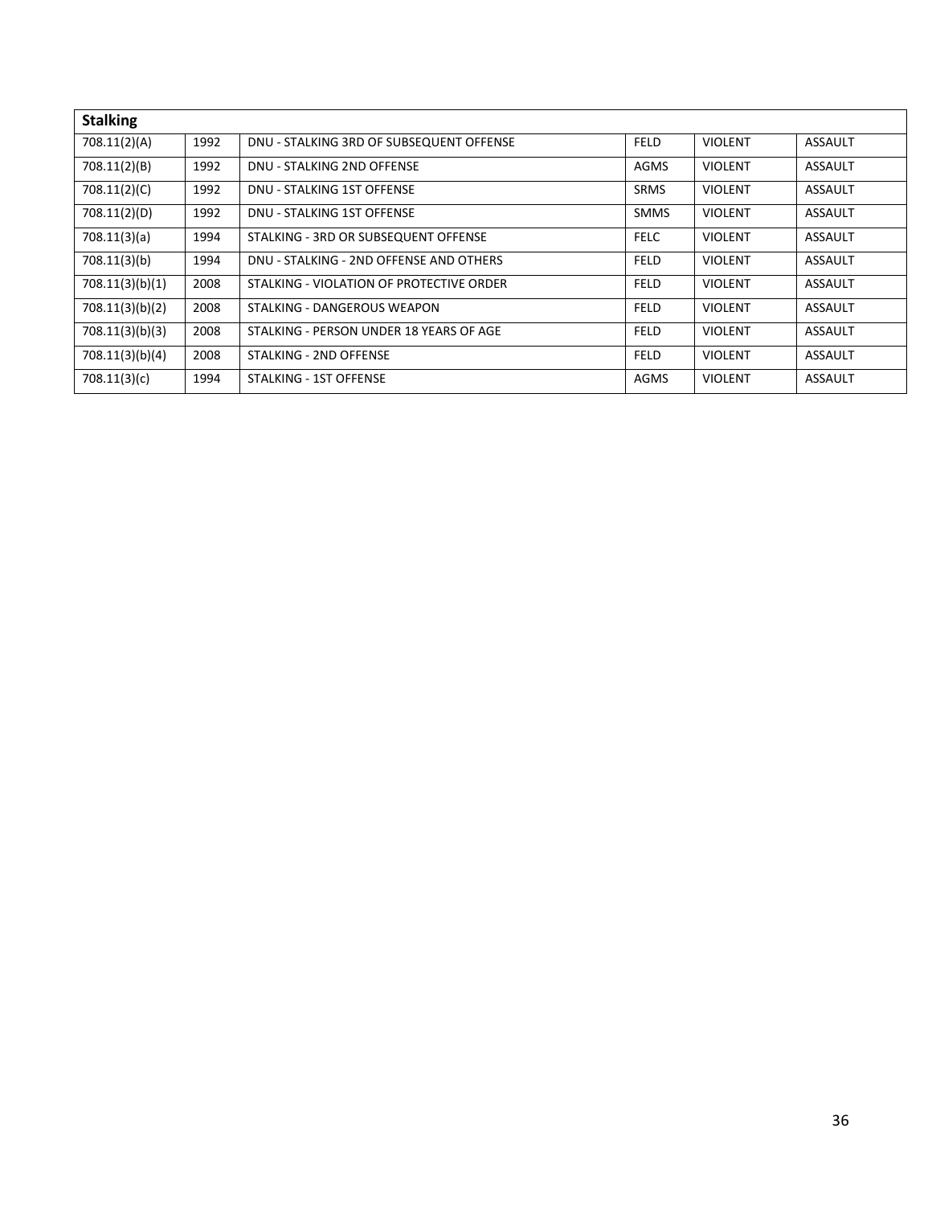| Stalking | | | | | |
|---|---|---|---|---|---|
| 708.11(2)(A) | 1992 | DNU - STALKING 3RD OF SUBSEQUENT OFFENSE | FELD | VIOLENT | ASSAULT |
| 708.11(2)(B) | 1992 | DNU - STALKING 2ND OFFENSE | AGMS | VIOLENT | ASSAULT |
| 708.11(2)(C) | 1992 | DNU - STALKING 1ST OFFENSE | SRMS | VIOLENT | ASSAULT |
| 708.11(2)(D) | 1992 | DNU - STALKING 1ST OFFENSE | SMMS | VIOLENT | ASSAULT |
| 708.11(3)(a) | 1994 | STALKING - 3RD OR SUBSEQUENT OFFENSE | FELC | VIOLENT | ASSAULT |
| 708.11(3)(b) | 1994 | DNU - STALKING - 2ND OFFENSE AND OTHERS | FELD | VIOLENT | ASSAULT |
| 708.11(3)(b)(1) | 2008 | STALKING - VIOLATION OF PROTECTIVE ORDER | FELD | VIOLENT | ASSAULT |
| 708.11(3)(b)(2) | 2008 | STALKING - DANGEROUS WEAPON | FELD | VIOLENT | ASSAULT |
| 708.11(3)(b)(3) | 2008 | STALKING - PERSON UNDER 18 YEARS OF AGE | FELD | VIOLENT | ASSAULT |
| 708.11(3)(b)(4) | 2008 | STALKING - 2ND OFFENSE | FELD | VIOLENT | ASSAULT |
| 708.11(3)(c) | 1994 | STALKING - 1ST OFFENSE | AGMS | VIOLENT | ASSAULT |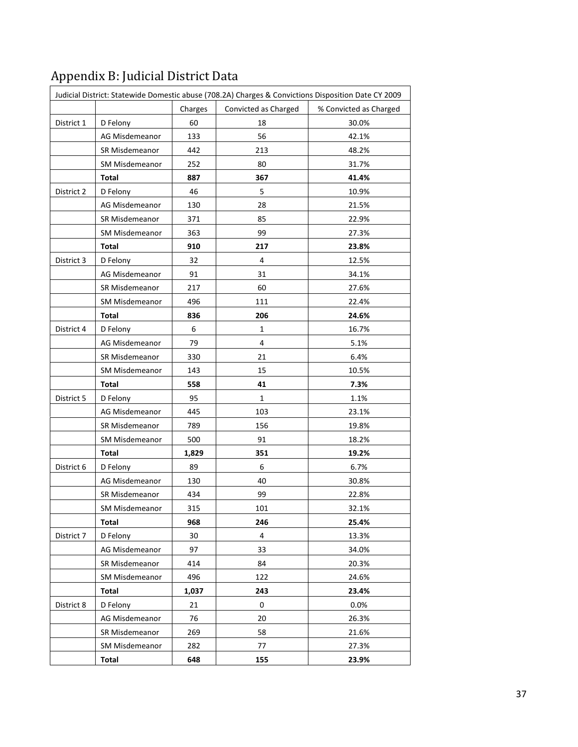# Appendix B: Judicial District Data

| Judicial District: Statewide Domestic abuse (708.2A) Charges & Convictions Disposition Date CY 2009 | | | | |
|---|---|---|---|---|
| | | Charges | Convicted as Charged | % Convicted as Charged |
| District 1 | D Felony | 60 | 18 | 30.0% |
| | AG Misdemeanor | 133 | 56 | 42.1% |
| | SR Misdemeanor | 442 | 213 | 48.2% |
| | SM Misdemeanor | 252 | 80 | 31.7% |
| | **Total** | **887** | **367** | **41.4%** |
| District 2 | D Felony | 46 | 5 | 10.9% |
| | AG Misdemeanor | 130 | 28 | 21.5% |
| | SR Misdemeanor | 371 | 85 | 22.9% |
| | SM Misdemeanor | 363 | 99 | 27.3% |
| | **Total** | **910** | **217** | **23.8%** |
| District 3 | D Felony | 32 | 4 | 12.5% |
| | AG Misdemeanor | 91 | 31 | 34.1% |
| | SR Misdemeanor | 217 | 60 | 27.6% |
| | SM Misdemeanor | 496 | 111 | 22.4% |
| | **Total** | **836** | **206** | **24.6%** |
| District 4 | D Felony | 6 | 1 | 16.7% |
| | AG Misdemeanor | 79 | 4 | 5.1% |
| | SR Misdemeanor | 330 | 21 | 6.4% |
| | SM Misdemeanor | 143 | 15 | 10.5% |
| | **Total** | **558** | **41** | **7.3%** |
| District 5 | D Felony | 95 | 1 | 1.1% |
| | AG Misdemeanor | 445 | 103 | 23.1% |
| | SR Misdemeanor | 789 | 156 | 19.8% |
| | SM Misdemeanor | 500 | 91 | 18.2% |
| | **Total** | **1,829** | **351** | **19.2%** |
| District 6 | D Felony | 89 | 6 | 6.7% |
| | AG Misdemeanor | 130 | 40 | 30.8% |
| | SR Misdemeanor | 434 | 99 | 22.8% |
| | SM Misdemeanor | 315 | 101 | 32.1% |
| | **Total** | **968** | **246** | **25.4%** |
| District 7 | D Felony | 30 | 4 | 13.3% |
| | AG Misdemeanor | 97 | 33 | 34.0% |
| | SR Misdemeanor | 414 | 84 | 20.3% |
| | SM Misdemeanor | 496 | 122 | 24.6% |
| | **Total** | **1,037** | **243** | **23.4%** |
| District 8 | D Felony | 21 | 0 | 0.0% |
| | AG Misdemeanor | 76 | 20 | 26.3% |
| | SR Misdemeanor | 269 | 58 | 21.6% |
| | SM Misdemeanor | 282 | 77 | 27.3% |
| | **Total** | **648** | **155** | **23.9%** |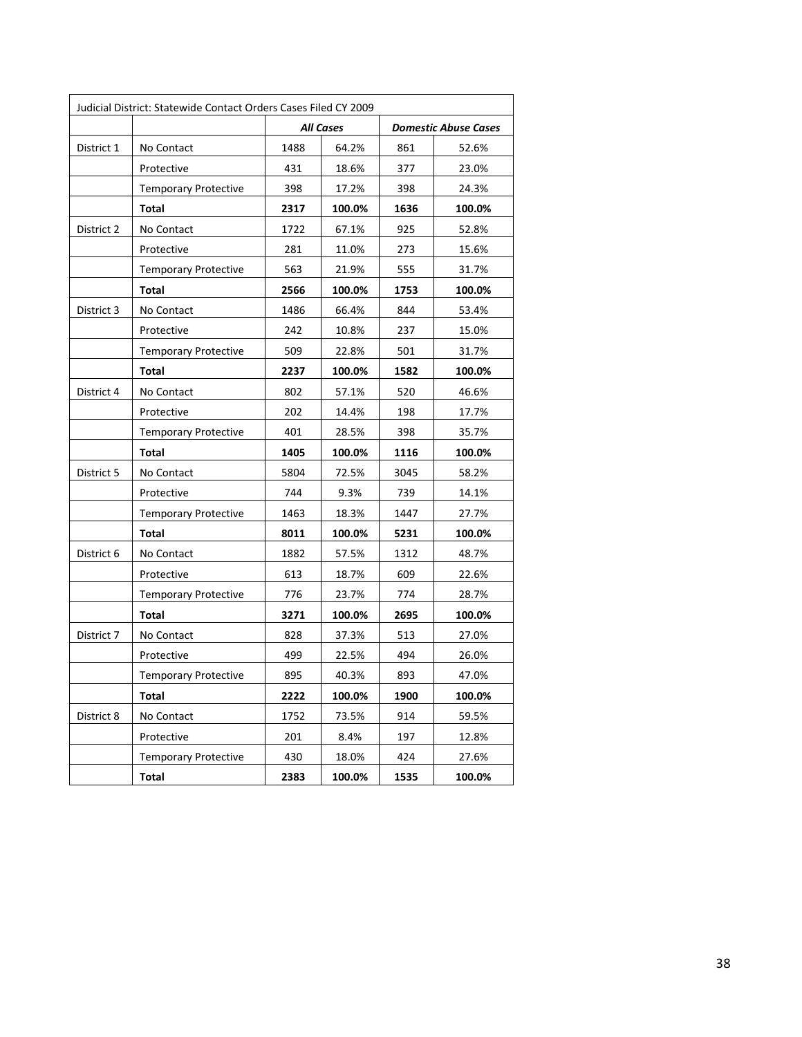| Judicial District: Statewide Contact Orders Cases Filed CY 2009 | | | | | |
|---|---|---|---|---|---|
| | | ***All Cases*** | | ***Domestic Abuse Cases*** | |
| District 1 | No Contact | 1488 | 64.2% | 861 | 52.6% |
| | Protective | 431 | 18.6% | 377 | 23.0% |
| | Temporary Protective | 398 | 17.2% | 398 | 24.3% |
| | **Total** | **2317** | **100.0%** | **1636** | **100.0%** |
| District 2 | No Contact | 1722 | 67.1% | 925 | 52.8% |
| | Protective | 281 | 11.0% | 273 | 15.6% |
| | Temporary Protective | 563 | 21.9% | 555 | 31.7% |
| | **Total** | **2566** | **100.0%** | **1753** | **100.0%** |
| District 3 | No Contact | 1486 | 66.4% | 844 | 53.4% |
| | Protective | 242 | 10.8% | 237 | 15.0% |
| | Temporary Protective | 509 | 22.8% | 501 | 31.7% |
| | **Total** | **2237** | **100.0%** | **1582** | **100.0%** |
| District 4 | No Contact | 802 | 57.1% | 520 | 46.6% |
| | Protective | 202 | 14.4% | 198 | 17.7% |
| | Temporary Protective | 401 | 28.5% | 398 | 35.7% |
| | **Total** | **1405** | **100.0%** | **1116** | **100.0%** |
| District 5 | No Contact | 5804 | 72.5% | 3045 | 58.2% |
| | Protective | 744 | 9.3% | 739 | 14.1% |
| | Temporary Protective | 1463 | 18.3% | 1447 | 27.7% |
| | **Total** | **8011** | **100.0%** | **5231** | **100.0%** |
| District 6 | No Contact | 1882 | 57.5% | 1312 | 48.7% |
| | Protective | 613 | 18.7% | 609 | 22.6% |
| | Temporary Protective | 776 | 23.7% | 774 | 28.7% |
| | **Total** | **3271** | **100.0%** | **2695** | **100.0%** |
| District 7 | No Contact | 828 | 37.3% | 513 | 27.0% |
| | Protective | 499 | 22.5% | 494 | 26.0% |
| | Temporary Protective | 895 | 40.3% | 893 | 47.0% |
| | **Total** | **2222** | **100.0%** | **1900** | **100.0%** |
| District 8 | No Contact | 1752 | 73.5% | 914 | 59.5% |
| | Protective | 201 | 8.4% | 197 | 12.8% |
| | Temporary Protective | 430 | 18.0% | 424 | 27.6% |
| | **Total** | **2383** | **100.0%** | **1535** | **100.0%** |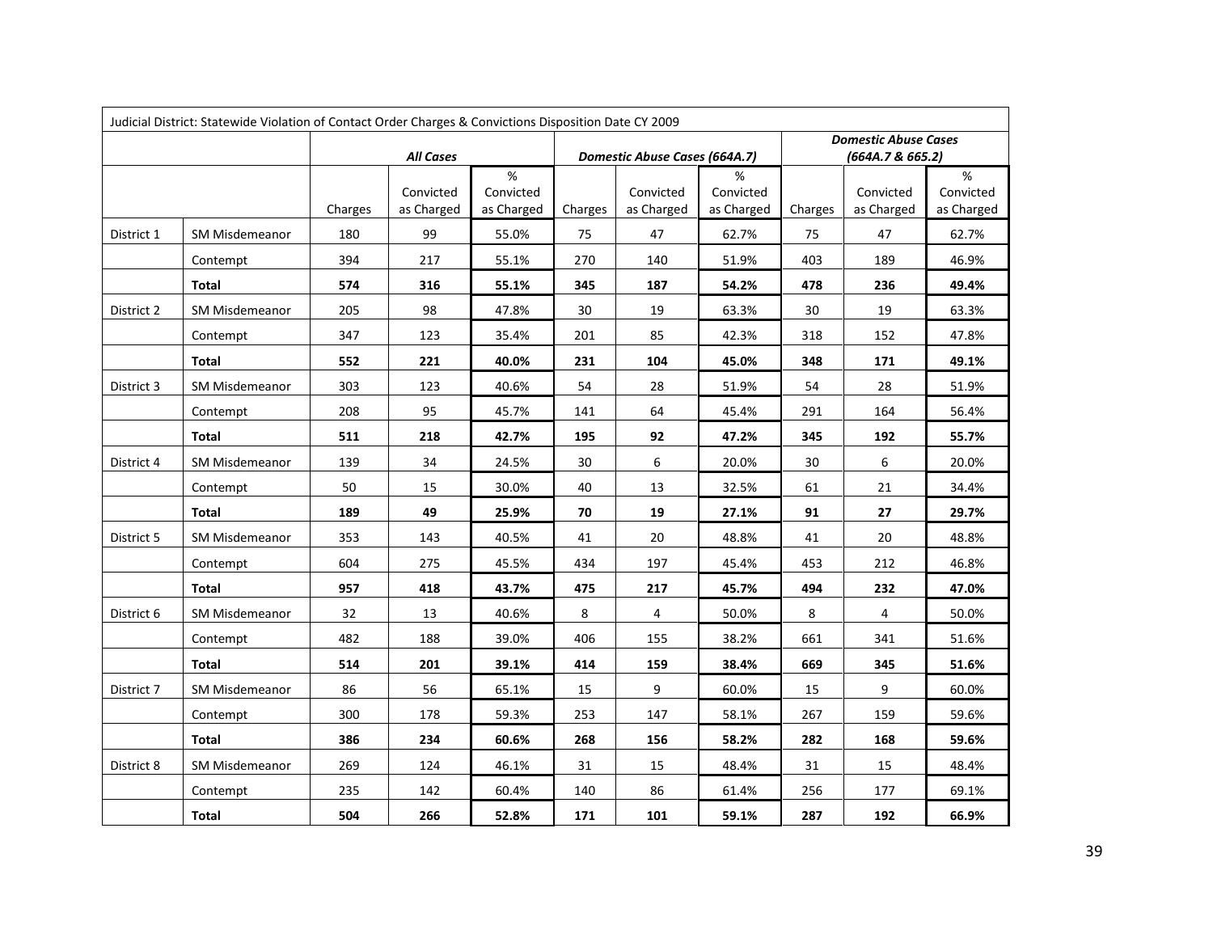| Judicial District: Statewide Violation of Contact Order Charges & Convictions Disposition Date CY 2009 | | | | | | | | | | |
|---|---|---|---|---|---|---|---|---|---|---|
| | | ***All Cases*** | | | ***Domestic Abuse Cases (664A.7)*** | | | ***Domestic Abuse Cases (664A.7 & 665.2)*** | | |
| | | Charges | Convicted as Charged | % Convicted as Charged | Charges | Convicted as Charged | % Convicted as Charged | Charges | Convicted as Charged | % Convicted as Charged |
| District 1 | SM Misdemeanor | 180 | 99 | 55.0% | 75 | 47 | 62.7% | 75 | 47 | 62.7% |
| | Contempt | 394 | 217 | 55.1% | 270 | 140 | 51.9% | 403 | 189 | 46.9% |
| | **Total** | **574** | **316** | **55.1%** | **345** | **187** | **54.2%** | **478** | **236** | **49.4%** |
| District 2 | SM Misdemeanor | 205 | 98 | 47.8% | 30 | 19 | 63.3% | 30 | 19 | 63.3% |
| | Contempt | 347 | 123 | 35.4% | 201 | 85 | 42.3% | 318 | 152 | 47.8% |
| | **Total** | **552** | **221** | **40.0%** | **231** | **104** | **45.0%** | **348** | **171** | **49.1%** |
| District 3 | SM Misdemeanor | 303 | 123 | 40.6% | 54 | 28 | 51.9% | 54 | 28 | 51.9% |
| | Contempt | 208 | 95 | 45.7% | 141 | 64 | 45.4% | 291 | 164 | 56.4% |
| | **Total** | **511** | **218** | **42.7%** | **195** | **92** | **47.2%** | **345** | **192** | **55.7%** |
| District 4 | SM Misdemeanor | 139 | 34 | 24.5% | 30 | 6 | 20.0% | 30 | 6 | 20.0% |
| | Contempt | 50 | 15 | 30.0% | 40 | 13 | 32.5% | 61 | 21 | 34.4% |
| | **Total** | **189** | **49** | **25.9%** | **70** | **19** | **27.1%** | **91** | **27** | **29.7%** |
| District 5 | SM Misdemeanor | 353 | 143 | 40.5% | 41 | 20 | 48.8% | 41 | 20 | 48.8% |
| | Contempt | 604 | 275 | 45.5% | 434 | 197 | 45.4% | 453 | 212 | 46.8% |
| | **Total** | **957** | **418** | **43.7%** | **475** | **217** | **45.7%** | **494** | **232** | **47.0%** |
| District 6 | SM Misdemeanor | 32 | 13 | 40.6% | 8 | 4 | 50.0% | 8 | 4 | 50.0% |
| | Contempt | 482 | 188 | 39.0% | 406 | 155 | 38.2% | 661 | 341 | 51.6% |
| | **Total** | **514** | **201** | **39.1%** | **414** | **159** | **38.4%** | **669** | **345** | **51.6%** |
| District 7 | SM Misdemeanor | 86 | 56 | 65.1% | 15 | 9 | 60.0% | 15 | 9 | 60.0% |
| | Contempt | 300 | 178 | 59.3% | 253 | 147 | 58.1% | 267 | 159 | 59.6% |
| | **Total** | **386** | **234** | **60.6%** | **268** | **156** | **58.2%** | **282** | **168** | **59.6%** |
| District 8 | SM Misdemeanor | 269 | 124 | 46.1% | 31 | 15 | 48.4% | 31 | 15 | 48.4% |
| | Contempt | 235 | 142 | 60.4% | 140 | 86 | 61.4% | 256 | 177 | 69.1% |
| | **Total** | **504** | **266** | **52.8%** | **171** | **101** | **59.1%** | **287** | **192** | **66.9%** |